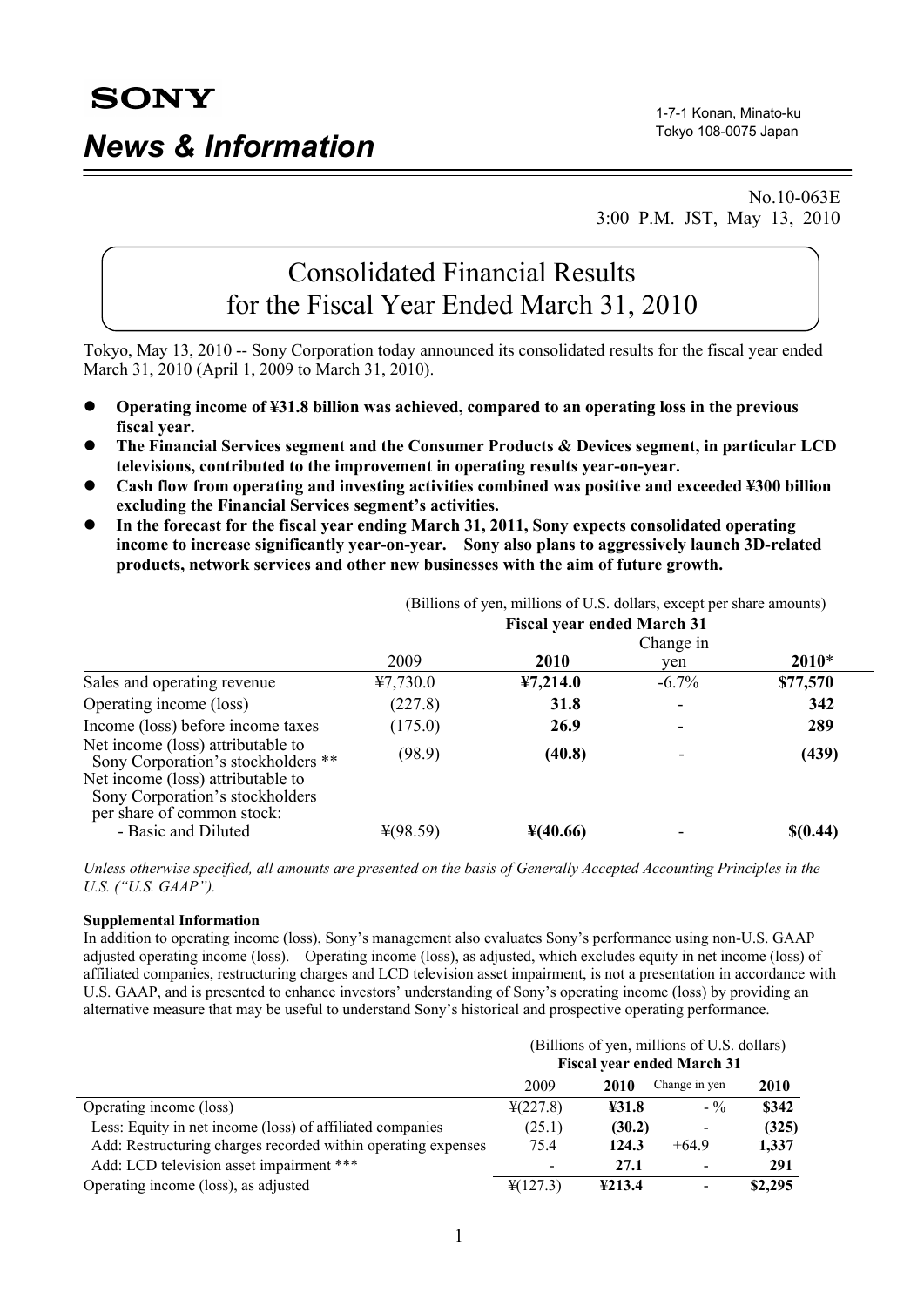**SONY**

# News & Information

1-7-1 Konan, Minato-ku
Tokyo 108-0075 Japan

No.10-063E
3:00 P.M. JST, May 13, 2010

## Consolidated Financial Results for the Fiscal Year Ended March 31, 2010

Tokyo, May 13, 2010 -- Sony Corporation today announced its consolidated results for the fiscal year ended March 31, 2010 (April 1, 2009 to March 31, 2010).

- **Operating income of ¥31.8 billion was achieved, compared to an operating loss in the previous fiscal year.**
- **The Financial Services segment and the Consumer Products & Devices segment, in particular LCD televisions, contributed to the improvement in operating results year-on-year.**
- **Cash flow from operating and investing activities combined was positive and exceeded ¥300 billion excluding the Financial Services segment's activities.**
- **In the forecast for the fiscal year ending March 31, 2011, Sony expects consolidated operating income to increase significantly year-on-year. Sony also plans to aggressively launch 3D-related products, network services and other new businesses with the aim of future growth.**

(Billions of yen, millions of U.S. dollars, except per share amounts)

| | Fiscal year ended March 31 | | | |
|---|---|---|---|---|
| | 2009 | **2010** | Change in yen | **2010*** |
| Sales and operating revenue | ¥7,730.0 | **¥7,214.0** | -6.7% | **$77,570** |
| Operating income (loss) | (227.8) | **31.8** | - | **342** |
| Income (loss) before income taxes | (175.0) | **26.9** | - | **289** |
| Net income (loss) attributable to Sony Corporation's stockholders ** | (98.9) | **(40.8)** | - | **(439)** |
| Net income (loss) attributable to Sony Corporation's stockholders per share of common stock: | | | | |
| - Basic and Diluted | ¥(98.59) | **¥(40.66)** | - | **$(0.44)** |

*Unless otherwise specified, all amounts are presented on the basis of Generally Accepted Accounting Principles in the U.S. ("U.S. GAAP").*

**Supplemental Information**

In addition to operating income (loss), Sony's management also evaluates Sony's performance using non-U.S. GAAP adjusted operating income (loss). Operating income (loss), as adjusted, which excludes equity in net income (loss) of affiliated companies, restructuring charges and LCD television asset impairment, is not a presentation in accordance with U.S. GAAP, and is presented to enhance investors' understanding of Sony's operating income (loss) by providing an alternative measure that may be useful to understand Sony's historical and prospective operating performance.

(Billions of yen, millions of U.S. dollars)

| | Fiscal year ended March 31 | | | |
|---|---|---|---|---|
| | 2009 | **2010** | Change in yen | **2010** |
| Operating income (loss) | ¥(227.8) | **¥31.8** | - % | **$342** |
| Less: Equity in net income (loss) of affiliated companies | (25.1) | **(30.2)** | - | **(325)** |
| Add: Restructuring charges recorded within operating expenses | 75.4 | **124.3** | +64.9 | **1,337** |
| Add: LCD television asset impairment *** | - | **27.1** | - | **291** |
| Operating income (loss), as adjusted | ¥(127.3) | **¥213.4** | - | **$2,295** |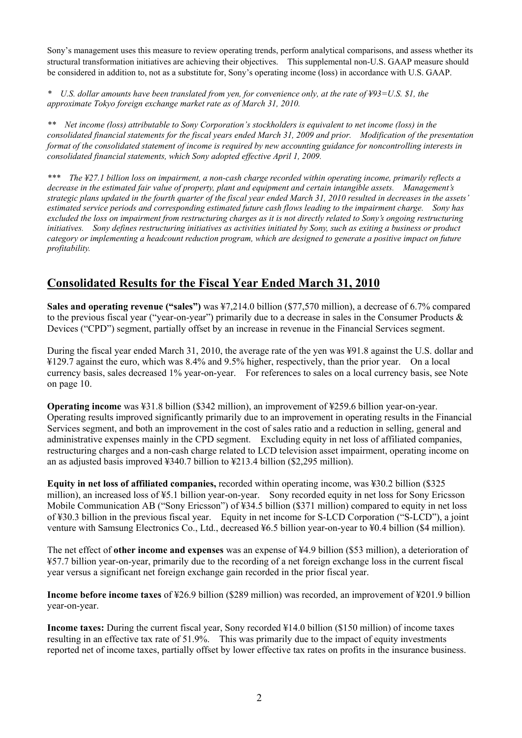Sony's management uses this measure to review operating trends, perform analytical comparisons, and assess whether its structural transformation initiatives are achieving their objectives. This supplemental non-U.S. GAAP measure should be considered in addition to, not as a substitute for, Sony's operating income (loss) in accordance with U.S. GAAP.

*\* U.S. dollar amounts have been translated from yen, for convenience only, at the rate of ¥93=U.S. $1, the approximate Tokyo foreign exchange market rate as of March 31, 2010.*

*\*\* Net income (loss) attributable to Sony Corporation's stockholders is equivalent to net income (loss) in the consolidated financial statements for the fiscal years ended March 31, 2009 and prior. Modification of the presentation format of the consolidated statement of income is required by new accounting guidance for noncontrolling interests in consolidated financial statements, which Sony adopted effective April 1, 2009.*

*\*\*\* The ¥27.1 billion loss on impairment, a non-cash charge recorded within operating income, primarily reflects a decrease in the estimated fair value of property, plant and equipment and certain intangible assets. Management's strategic plans updated in the fourth quarter of the fiscal year ended March 31, 2010 resulted in decreases in the assets' estimated service periods and corresponding estimated future cash flows leading to the impairment charge. Sony has excluded the loss on impairment from restructuring charges as it is not directly related to Sony's ongoing restructuring initiatives. Sony defines restructuring initiatives as activities initiated by Sony, such as exiting a business or product category or implementing a headcount reduction program, which are designed to generate a positive impact on future profitability.*

## Consolidated Results for the Fiscal Year Ended March 31, 2010

**Sales and operating revenue ("sales")** was ¥7,214.0 billion ($77,570 million), a decrease of 6.7% compared to the previous fiscal year ("year-on-year") primarily due to a decrease in sales in the Consumer Products & Devices ("CPD") segment, partially offset by an increase in revenue in the Financial Services segment.

During the fiscal year ended March 31, 2010, the average rate of the yen was ¥91.8 against the U.S. dollar and ¥129.7 against the euro, which was 8.4% and 9.5% higher, respectively, than the prior year. On a local currency basis, sales decreased 1% year-on-year. For references to sales on a local currency basis, see Note on page 10.

**Operating income** was ¥31.8 billion ($342 million), an improvement of ¥259.6 billion year-on-year. Operating results improved significantly primarily due to an improvement in operating results in the Financial Services segment, and both an improvement in the cost of sales ratio and a reduction in selling, general and administrative expenses mainly in the CPD segment. Excluding equity in net loss of affiliated companies, restructuring charges and a non-cash charge related to LCD television asset impairment, operating income on an as adjusted basis improved ¥340.7 billion to ¥213.4 billion ($2,295 million).

**Equity in net loss of affiliated companies,** recorded within operating income, was ¥30.2 billion ($325 million), an increased loss of ¥5.1 billion year-on-year. Sony recorded equity in net loss for Sony Ericsson Mobile Communication AB ("Sony Ericsson") of ¥34.5 billion ($371 million) compared to equity in net loss of ¥30.3 billion in the previous fiscal year. Equity in net income for S-LCD Corporation ("S-LCD"), a joint venture with Samsung Electronics Co., Ltd., decreased ¥6.5 billion year-on-year to ¥0.4 billion ($4 million).

The net effect of **other income and expenses** was an expense of ¥4.9 billion ($53 million), a deterioration of ¥57.7 billion year-on-year, primarily due to the recording of a net foreign exchange loss in the current fiscal year versus a significant net foreign exchange gain recorded in the prior fiscal year.

**Income before income taxes** of ¥26.9 billion ($289 million) was recorded, an improvement of ¥201.9 billion year-on-year.

**Income taxes:** During the current fiscal year, Sony recorded ¥14.0 billion ($150 million) of income taxes resulting in an effective tax rate of 51.9%. This was primarily due to the impact of equity investments reported net of income taxes, partially offset by lower effective tax rates on profits in the insurance business.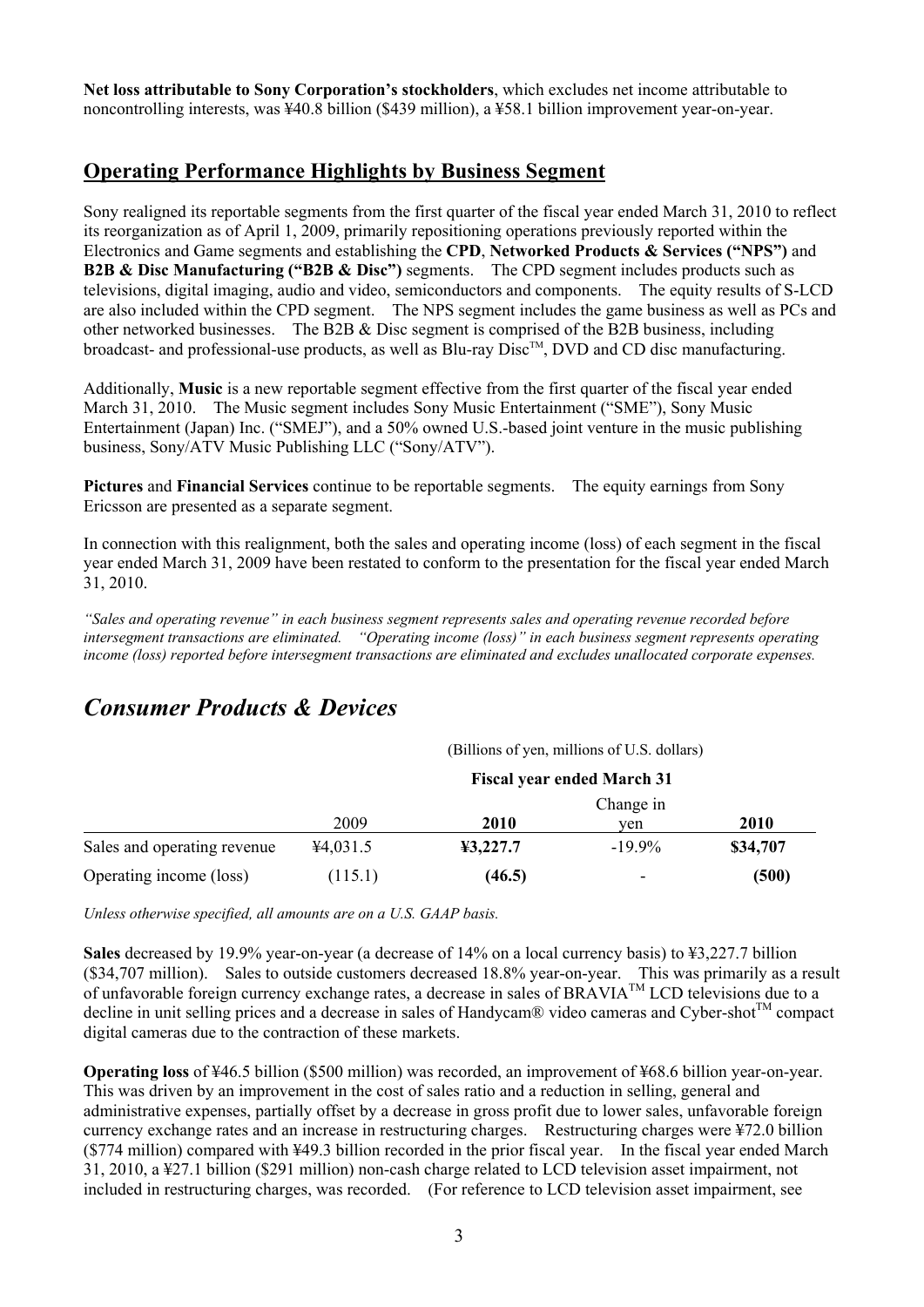**Net loss attributable to Sony Corporation's stockholders**, which excludes net income attributable to noncontrolling interests, was ¥40.8 billion ($439 million), a ¥58.1 billion improvement year-on-year.

## Operating Performance Highlights by Business Segment

Sony realigned its reportable segments from the first quarter of the fiscal year ended March 31, 2010 to reflect its reorganization as of April 1, 2009, primarily repositioning operations previously reported within the Electronics and Game segments and establishing the **CPD**, **Networked Products & Services ("NPS")** and **B2B & Disc Manufacturing ("B2B & Disc")** segments. The CPD segment includes products such as televisions, digital imaging, audio and video, semiconductors and components. The equity results of S-LCD are also included within the CPD segment. The NPS segment includes the game business as well as PCs and other networked businesses. The B2B & Disc segment is comprised of the B2B business, including broadcast- and professional-use products, as well as Blu-ray Disc™, DVD and CD disc manufacturing.

Additionally, **Music** is a new reportable segment effective from the first quarter of the fiscal year ended March 31, 2010. The Music segment includes Sony Music Entertainment ("SME"), Sony Music Entertainment (Japan) Inc. ("SMEJ"), and a 50% owned U.S.-based joint venture in the music publishing business, Sony/ATV Music Publishing LLC ("Sony/ATV").

**Pictures** and **Financial Services** continue to be reportable segments. The equity earnings from Sony Ericsson are presented as a separate segment.

In connection with this realignment, both the sales and operating income (loss) of each segment in the fiscal year ended March 31, 2009 have been restated to conform to the presentation for the fiscal year ended March 31, 2010.

*"Sales and operating revenue" in each business segment represents sales and operating revenue recorded before intersegment transactions are eliminated. "Operating income (loss)" in each business segment represents operating income (loss) reported before intersegment transactions are eliminated and excludes unallocated corporate expenses.*

# *Consumer Products & Devices*

(Billions of yen, millions of U.S. dollars)

| | Fiscal year ended March 31 | | | |
|---|---|---|---|---|
| | 2009 | **2010** | Change in yen | **2010** |
| Sales and operating revenue | ¥4,031.5 | **¥3,227.7** | -19.9% | **$34,707** |
| Operating income (loss) | (115.1) | **(46.5)** | - | **(500)** |

*Unless otherwise specified, all amounts are on a U.S. GAAP basis.*

**Sales** decreased by 19.9% year-on-year (a decrease of 14% on a local currency basis) to ¥3,227.7 billion ($34,707 million). Sales to outside customers decreased 18.8% year-on-year. This was primarily as a result of unfavorable foreign currency exchange rates, a decrease in sales of BRAVIA™ LCD televisions due to a decline in unit selling prices and a decrease in sales of Handycam® video cameras and Cyber-shot™ compact digital cameras due to the contraction of these markets.

**Operating loss** of ¥46.5 billion ($500 million) was recorded, an improvement of ¥68.6 billion year-on-year. This was driven by an improvement in the cost of sales ratio and a reduction in selling, general and administrative expenses, partially offset by a decrease in gross profit due to lower sales, unfavorable foreign currency exchange rates and an increase in restructuring charges. Restructuring charges were ¥72.0 billion ($774 million) compared with ¥49.3 billion recorded in the prior fiscal year. In the fiscal year ended March 31, 2010, a ¥27.1 billion ($291 million) non-cash charge related to LCD television asset impairment, not included in restructuring charges, was recorded. (For reference to LCD television asset impairment, see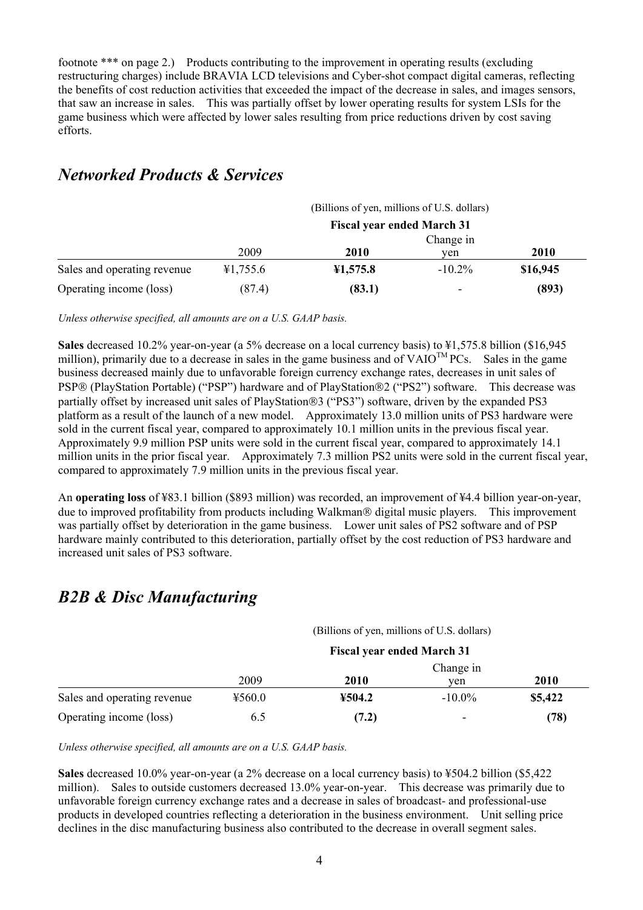footnote *** on page 2.) Products contributing to the improvement in operating results (excluding restructuring charges) include BRAVIA LCD televisions and Cyber-shot compact digital cameras, reflecting the benefits of cost reduction activities that exceeded the impact of the decrease in sales, and images sensors, that saw an increase in sales. This was partially offset by lower operating results for system LSIs for the game business which were affected by lower sales resulting from price reductions driven by cost saving efforts.

## *Networked Products & Services*

| | (Billions of yen, millions of U.S. dollars) | | | |
|---|---|---|---|---|
| | **Fiscal year ended March 31** | | | |
| | 2009 | **2010** | Change in yen | **2010** |
| Sales and operating revenue | ¥1,755.6 | **¥1,575.8** | -10.2% | **$16,945** |
| Operating income (loss) | (87.4) | **(83.1)** | - | **(893)** |

*Unless otherwise specified, all amounts are on a U.S. GAAP basis.*

**Sales** decreased 10.2% year-on-year (a 5% decrease on a local currency basis) to ¥1,575.8 billion ($16,945 million), primarily due to a decrease in sales in the game business and of VAIO™ PCs. Sales in the game business decreased mainly due to unfavorable foreign currency exchange rates, decreases in unit sales of PSP® (PlayStation Portable) ("PSP") hardware and of PlayStation®2 ("PS2") software. This decrease was partially offset by increased unit sales of PlayStation®3 ("PS3") software, driven by the expanded PS3 platform as a result of the launch of a new model. Approximately 13.0 million units of PS3 hardware were sold in the current fiscal year, compared to approximately 10.1 million units in the previous fiscal year. Approximately 9.9 million PSP units were sold in the current fiscal year, compared to approximately 14.1 million units in the prior fiscal year. Approximately 7.3 million PS2 units were sold in the current fiscal year, compared to approximately 7.9 million units in the previous fiscal year.

An **operating loss** of ¥83.1 billion ($893 million) was recorded, an improvement of ¥4.4 billion year-on-year, due to improved profitability from products including Walkman® digital music players. This improvement was partially offset by deterioration in the game business. Lower unit sales of PS2 software and of PSP hardware mainly contributed to this deterioration, partially offset by the cost reduction of PS3 hardware and increased unit sales of PS3 software.

## *B2B & Disc Manufacturing*

| | (Billions of yen, millions of U.S. dollars) | | | |
|---|---|---|---|---|
| | **Fiscal year ended March 31** | | | |
| | 2009 | **2010** | Change in yen | **2010** |
| Sales and operating revenue | ¥560.0 | **¥504.2** | -10.0% | **$5,422** |
| Operating income (loss) | 6.5 | **(7.2)** | - | **(78)** |

*Unless otherwise specified, all amounts are on a U.S. GAAP basis.*

**Sales** decreased 10.0% year-on-year (a 2% decrease on a local currency basis) to ¥504.2 billion ($5,422 million). Sales to outside customers decreased 13.0% year-on-year. This decrease was primarily due to unfavorable foreign currency exchange rates and a decrease in sales of broadcast- and professional-use products in developed countries reflecting a deterioration in the business environment. Unit selling price declines in the disc manufacturing business also contributed to the decrease in overall segment sales.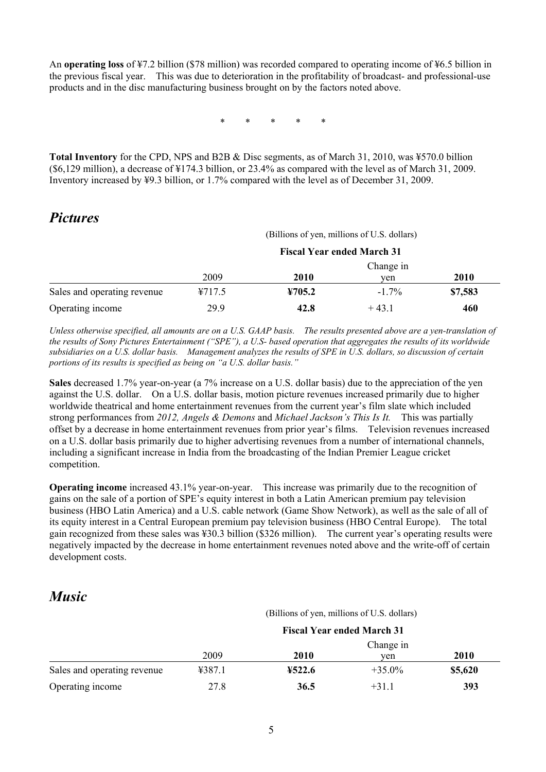An **operating loss** of ¥7.2 billion ($78 million) was recorded compared to operating income of ¥6.5 billion in the previous fiscal year. This was due to deterioration in the profitability of broadcast- and professional-use products and in the disc manufacturing business brought on by the factors noted above.

\* \* \* \* \*

**Total Inventory** for the CPD, NPS and B2B & Disc segments, as of March 31, 2010, was ¥570.0 billion ($6,129 million), a decrease of ¥174.3 billion, or 23.4% as compared with the level as of March 31, 2009. Inventory increased by ¥9.3 billion, or 1.7% compared with the level as of December 31, 2009.

## *Pictures*

(Billions of yen, millions of U.S. dollars)

| | Fiscal Year ended March 31 | | | |
|---|---|---|---|---|
| | 2009 | **2010** | Change in yen | **2010** |
| Sales and operating revenue | ¥717.5 | **¥705.2** | -1.7% | **$7,583** |
| Operating income | 29.9 | **42.8** | + 43.1 | **460** |

*Unless otherwise specified, all amounts are on a U.S. GAAP basis. The results presented above are a yen-translation of the results of Sony Pictures Entertainment ("SPE"), a U.S- based operation that aggregates the results of its worldwide subsidiaries on a U.S. dollar basis. Management analyzes the results of SPE in U.S. dollars, so discussion of certain portions of its results is specified as being on "a U.S. dollar basis."*

**Sales** decreased 1.7% year-on-year (a 7% increase on a U.S. dollar basis) due to the appreciation of the yen against the U.S. dollar. On a U.S. dollar basis, motion picture revenues increased primarily due to higher worldwide theatrical and home entertainment revenues from the current year's film slate which included strong performances from *2012, Angels & Demons* and *Michael Jackson's This Is It.* This was partially offset by a decrease in home entertainment revenues from prior year's films. Television revenues increased on a U.S. dollar basis primarily due to higher advertising revenues from a number of international channels, including a significant increase in India from the broadcasting of the Indian Premier League cricket competition.

**Operating income** increased 43.1% year-on-year. This increase was primarily due to the recognition of gains on the sale of a portion of SPE's equity interest in both a Latin American premium pay television business (HBO Latin America) and a U.S. cable network (Game Show Network), as well as the sale of all of its equity interest in a Central European premium pay television business (HBO Central Europe). The total gain recognized from these sales was ¥30.3 billion ($326 million). The current year's operating results were negatively impacted by the decrease in home entertainment revenues noted above and the write-off of certain development costs.

## *Music*

(Billions of yen, millions of U.S. dollars)

| | Fiscal Year ended March 31 | | | |
|---|---|---|---|---|
| | 2009 | **2010** | Change in yen | **2010** |
| Sales and operating revenue | ¥387.1 | **¥522.6** | +35.0% | **$5,620** |
| Operating income | 27.8 | **36.5** | +31.1 | **393** |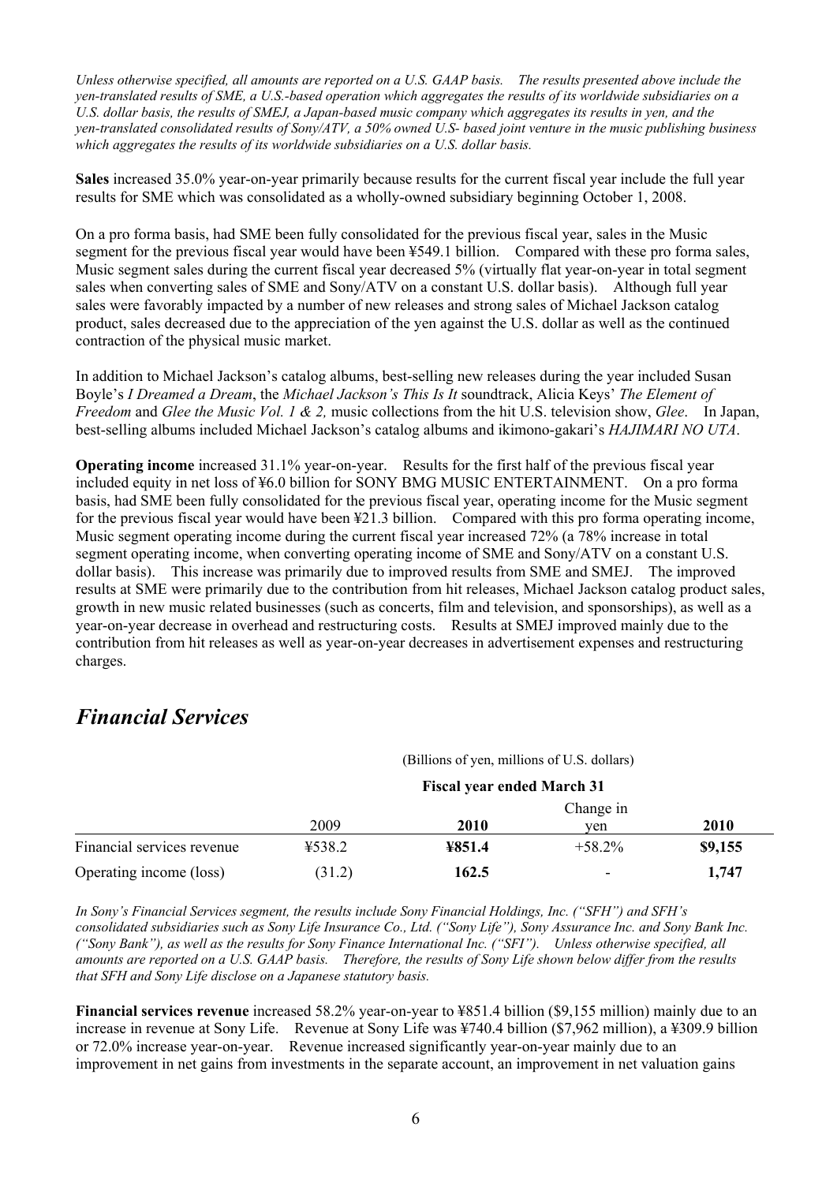*Unless otherwise specified, all amounts are reported on a U.S. GAAP basis. The results presented above include the yen-translated results of SME, a U.S.-based operation which aggregates the results of its worldwide subsidiaries on a U.S. dollar basis, the results of SMEJ, a Japan-based music company which aggregates its results in yen, and the yen-translated consolidated results of Sony/ATV, a 50% owned U.S- based joint venture in the music publishing business which aggregates the results of its worldwide subsidiaries on a U.S. dollar basis.*

**Sales** increased 35.0% year-on-year primarily because results for the current fiscal year include the full year results for SME which was consolidated as a wholly-owned subsidiary beginning October 1, 2008.

On a pro forma basis, had SME been fully consolidated for the previous fiscal year, sales in the Music segment for the previous fiscal year would have been ¥549.1 billion. Compared with these pro forma sales, Music segment sales during the current fiscal year decreased 5% (virtually flat year-on-year in total segment sales when converting sales of SME and Sony/ATV on a constant U.S. dollar basis). Although full year sales were favorably impacted by a number of new releases and strong sales of Michael Jackson catalog product, sales decreased due to the appreciation of the yen against the U.S. dollar as well as the continued contraction of the physical music market.

In addition to Michael Jackson's catalog albums, best-selling new releases during the year included Susan Boyle's *I Dreamed a Dream*, the *Michael Jackson's This Is It* soundtrack, Alicia Keys' *The Element of Freedom* and *Glee the Music Vol. 1 & 2,* music collections from the hit U.S. television show, *Glee*. In Japan, best-selling albums included Michael Jackson's catalog albums and ikimono-gakari's *HAJIMARI NO UTA*.

**Operating income** increased 31.1% year-on-year. Results for the first half of the previous fiscal year included equity in net loss of ¥6.0 billion for SONY BMG MUSIC ENTERTAINMENT. On a pro forma basis, had SME been fully consolidated for the previous fiscal year, operating income for the Music segment for the previous fiscal year would have been ¥21.3 billion. Compared with this pro forma operating income, Music segment operating income during the current fiscal year increased 72% (a 78% increase in total segment operating income, when converting operating income of SME and Sony/ATV on a constant U.S. dollar basis). This increase was primarily due to improved results from SME and SMEJ. The improved results at SME were primarily due to the contribution from hit releases, Michael Jackson catalog product sales, growth in new music related businesses (such as concerts, film and television, and sponsorships), as well as a year-on-year decrease in overhead and restructuring costs. Results at SMEJ improved mainly due to the contribution from hit releases as well as year-on-year decreases in advertisement expenses and restructuring charges.

## *Financial Services*

(Billions of yen, millions of U.S. dollars)

| | Fiscal year ended March 31 | | | |
|---|---|---|---|---|
| | 2009 | **2010** | Change in yen | **2010** |
| Financial services revenue | ¥538.2 | **¥851.4** | +58.2% | **$9,155** |
| Operating income (loss) | (31.2) | **162.5** | - | **1,747** |

*In Sony's Financial Services segment, the results include Sony Financial Holdings, Inc. ("SFH") and SFH's consolidated subsidiaries such as Sony Life Insurance Co., Ltd. ("Sony Life"), Sony Assurance Inc. and Sony Bank Inc. ("Sony Bank"), as well as the results for Sony Finance International Inc. ("SFI"). Unless otherwise specified, all amounts are reported on a U.S. GAAP basis. Therefore, the results of Sony Life shown below differ from the results that SFH and Sony Life disclose on a Japanese statutory basis.*

**Financial services revenue** increased 58.2% year-on-year to ¥851.4 billion ($9,155 million) mainly due to an increase in revenue at Sony Life. Revenue at Sony Life was ¥740.4 billion ($7,962 million), a ¥309.9 billion or 72.0% increase year-on-year. Revenue increased significantly year-on-year mainly due to an improvement in net gains from investments in the separate account, an improvement in net valuation gains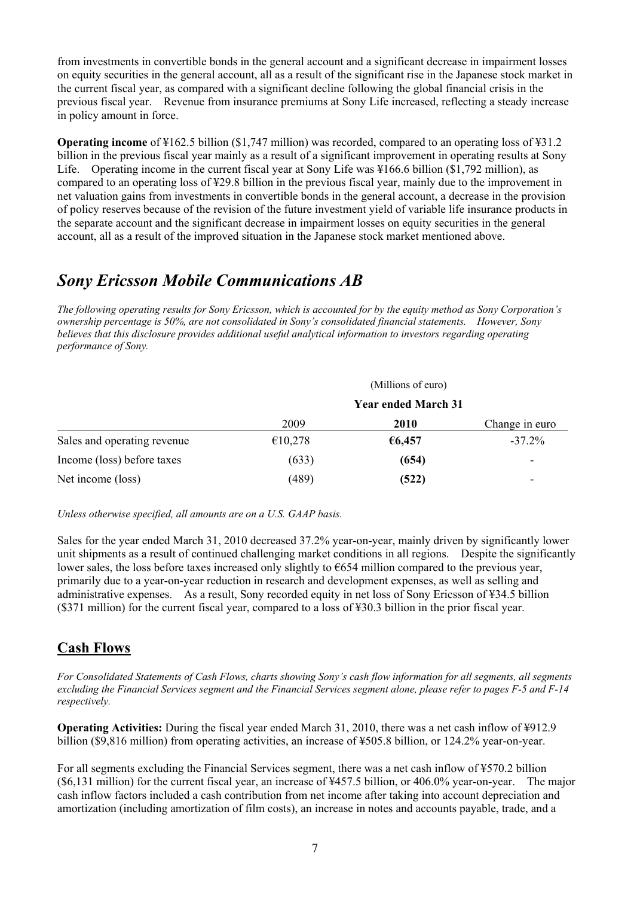from investments in convertible bonds in the general account and a significant decrease in impairment losses on equity securities in the general account, all as a result of the significant rise in the Japanese stock market in the current fiscal year, as compared with a significant decline following the global financial crisis in the previous fiscal year. Revenue from insurance premiums at Sony Life increased, reflecting a steady increase in policy amount in force.

**Operating income** of ¥162.5 billion ($1,747 million) was recorded, compared to an operating loss of ¥31.2 billion in the previous fiscal year mainly as a result of a significant improvement in operating results at Sony Life. Operating income in the current fiscal year at Sony Life was ¥166.6 billion ($1,792 million), as compared to an operating loss of ¥29.8 billion in the previous fiscal year, mainly due to the improvement in net valuation gains from investments in convertible bonds in the general account, a decrease in the provision of policy reserves because of the revision of the future investment yield of variable life insurance products in the separate account and the significant decrease in impairment losses on equity securities in the general account, all as a result of the improved situation in the Japanese stock market mentioned above.

## *Sony Ericsson Mobile Communications AB*

*The following operating results for Sony Ericsson, which is accounted for by the equity method as Sony Corporation's ownership percentage is 50%, are not consolidated in Sony's consolidated financial statements. However, Sony believes that this disclosure provides additional useful analytical information to investors regarding operating performance of Sony.*

| | (Millions of euro) | | |
|---|---|---|---|
| | **Year ended March 31** | | |
| | 2009 | **2010** | Change in euro |
| Sales and operating revenue | €10,278 | **€6,457** | -37.2% |
| Income (loss) before taxes | (633) | **(654)** | - |
| Net income (loss) | (489) | **(522)** | - |

*Unless otherwise specified, all amounts are on a U.S. GAAP basis.*

Sales for the year ended March 31, 2010 decreased 37.2% year-on-year, mainly driven by significantly lower unit shipments as a result of continued challenging market conditions in all regions. Despite the significantly lower sales, the loss before taxes increased only slightly to €654 million compared to the previous year, primarily due to a year-on-year reduction in research and development expenses, as well as selling and administrative expenses. As a result, Sony recorded equity in net loss of Sony Ericsson of ¥34.5 billion ($371 million) for the current fiscal year, compared to a loss of ¥30.3 billion in the prior fiscal year.

## Cash Flows

*For Consolidated Statements of Cash Flows, charts showing Sony's cash flow information for all segments, all segments excluding the Financial Services segment and the Financial Services segment alone, please refer to pages F-5 and F-14 respectively.*

**Operating Activities:** During the fiscal year ended March 31, 2010, there was a net cash inflow of ¥912.9 billion ($9,816 million) from operating activities, an increase of ¥505.8 billion, or 124.2% year-on-year.

For all segments excluding the Financial Services segment, there was a net cash inflow of ¥570.2 billion ($6,131 million) for the current fiscal year, an increase of ¥457.5 billion, or 406.0% year-on-year. The major cash inflow factors included a cash contribution from net income after taking into account depreciation and amortization (including amortization of film costs), an increase in notes and accounts payable, trade, and a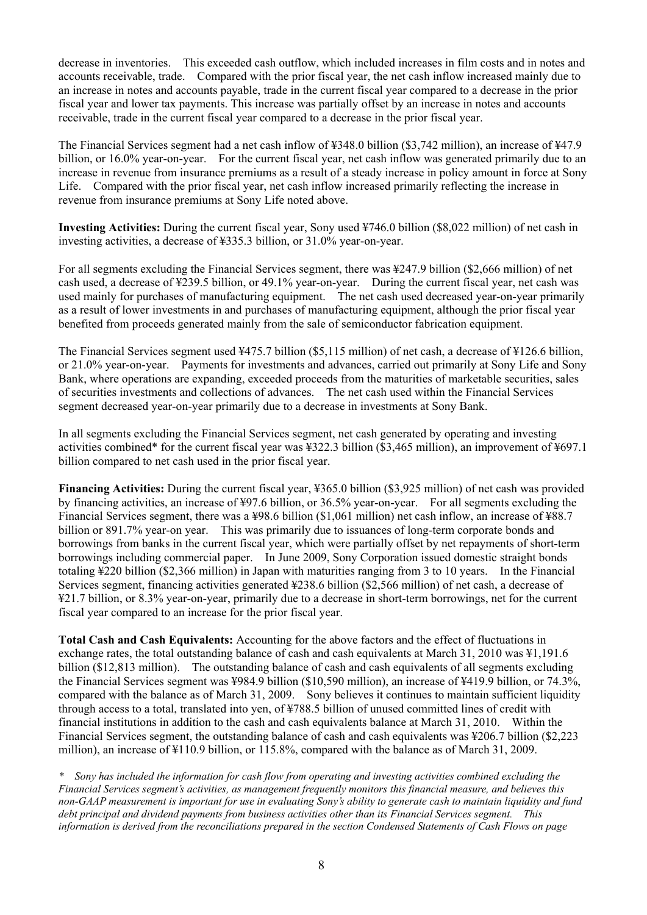decrease in inventories. This exceeded cash outflow, which included increases in film costs and in notes and accounts receivable, trade. Compared with the prior fiscal year, the net cash inflow increased mainly due to an increase in notes and accounts payable, trade in the current fiscal year compared to a decrease in the prior fiscal year and lower tax payments. This increase was partially offset by an increase in notes and accounts receivable, trade in the current fiscal year compared to a decrease in the prior fiscal year.

The Financial Services segment had a net cash inflow of ¥348.0 billion ($3,742 million), an increase of ¥47.9 billion, or 16.0% year-on-year. For the current fiscal year, net cash inflow was generated primarily due to an increase in revenue from insurance premiums as a result of a steady increase in policy amount in force at Sony Life. Compared with the prior fiscal year, net cash inflow increased primarily reflecting the increase in revenue from insurance premiums at Sony Life noted above.

**Investing Activities:** During the current fiscal year, Sony used ¥746.0 billion ($8,022 million) of net cash in investing activities, a decrease of ¥335.3 billion, or 31.0% year-on-year.

For all segments excluding the Financial Services segment, there was ¥247.9 billion ($2,666 million) of net cash used, a decrease of ¥239.5 billion, or 49.1% year-on-year. During the current fiscal year, net cash was used mainly for purchases of manufacturing equipment. The net cash used decreased year-on-year primarily as a result of lower investments in and purchases of manufacturing equipment, although the prior fiscal year benefited from proceeds generated mainly from the sale of semiconductor fabrication equipment.

The Financial Services segment used ¥475.7 billion ($5,115 million) of net cash, a decrease of ¥126.6 billion, or 21.0% year-on-year. Payments for investments and advances, carried out primarily at Sony Life and Sony Bank, where operations are expanding, exceeded proceeds from the maturities of marketable securities, sales of securities investments and collections of advances. The net cash used within the Financial Services segment decreased year-on-year primarily due to a decrease in investments at Sony Bank.

In all segments excluding the Financial Services segment, net cash generated by operating and investing activities combined* for the current fiscal year was ¥322.3 billion ($3,465 million), an improvement of ¥697.1 billion compared to net cash used in the prior fiscal year.

**Financing Activities:** During the current fiscal year, ¥365.0 billion ($3,925 million) of net cash was provided by financing activities, an increase of ¥97.6 billion, or 36.5% year-on-year. For all segments excluding the Financial Services segment, there was a ¥98.6 billion ($1,061 million) net cash inflow, an increase of ¥88.7 billion or 891.7% year-on year. This was primarily due to issuances of long-term corporate bonds and borrowings from banks in the current fiscal year, which were partially offset by net repayments of short-term borrowings including commercial paper. In June 2009, Sony Corporation issued domestic straight bonds totaling ¥220 billion ($2,366 million) in Japan with maturities ranging from 3 to 10 years. In the Financial Services segment, financing activities generated ¥238.6 billion ($2,566 million) of net cash, a decrease of ¥21.7 billion, or 8.3% year-on-year, primarily due to a decrease in short-term borrowings, net for the current fiscal year compared to an increase for the prior fiscal year.

**Total Cash and Cash Equivalents:** Accounting for the above factors and the effect of fluctuations in exchange rates, the total outstanding balance of cash and cash equivalents at March 31, 2010 was ¥1,191.6 billion ($12,813 million). The outstanding balance of cash and cash equivalents of all segments excluding the Financial Services segment was ¥984.9 billion ($10,590 million), an increase of ¥419.9 billion, or 74.3%, compared with the balance as of March 31, 2009. Sony believes it continues to maintain sufficient liquidity through access to a total, translated into yen, of ¥788.5 billion of unused committed lines of credit with financial institutions in addition to the cash and cash equivalents balance at March 31, 2010. Within the Financial Services segment, the outstanding balance of cash and cash equivalents was ¥206.7 billion ($2,223 million), an increase of ¥110.9 billion, or 115.8%, compared with the balance as of March 31, 2009.

\* *Sony has included the information for cash flow from operating and investing activities combined excluding the Financial Services segment's activities, as management frequently monitors this financial measure, and believes this non-GAAP measurement is important for use in evaluating Sony's ability to generate cash to maintain liquidity and fund debt principal and dividend payments from business activities other than its Financial Services segment. This information is derived from the reconciliations prepared in the section Condensed Statements of Cash Flows on page*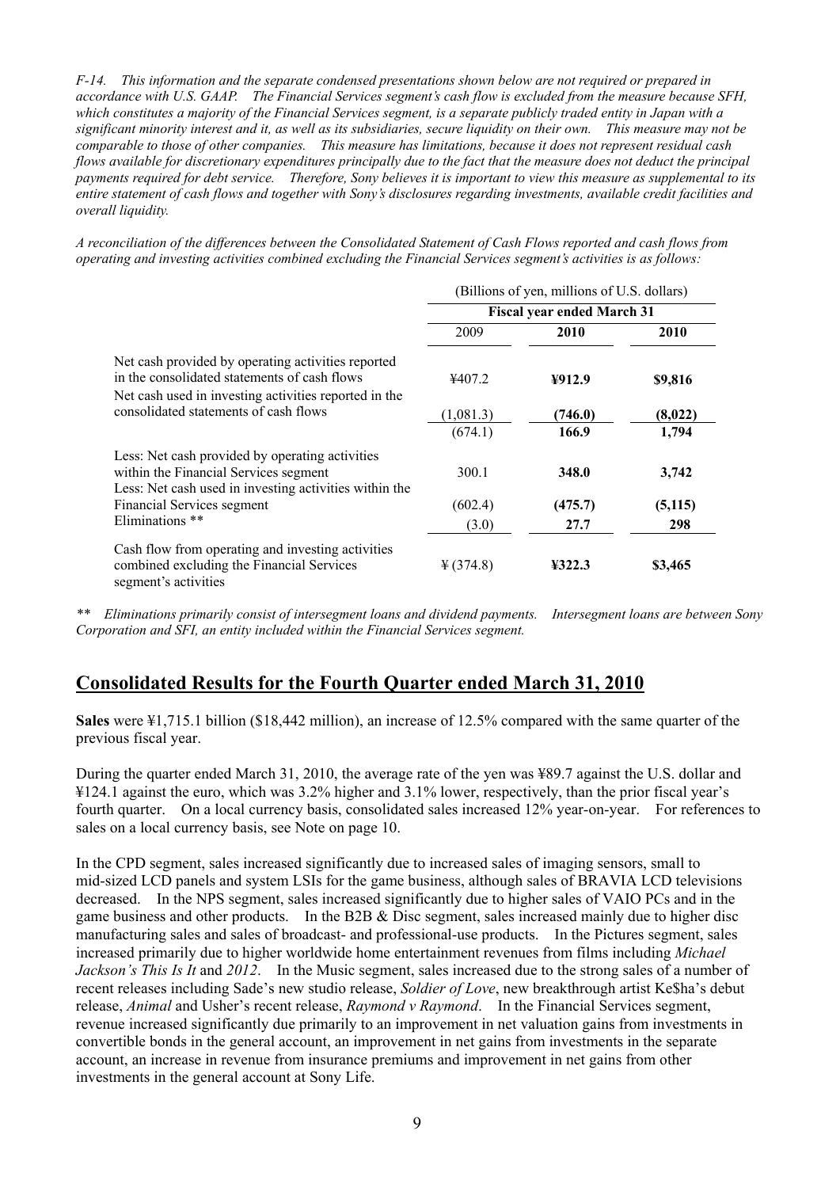*F-14. This information and the separate condensed presentations shown below are not required or prepared in accordance with U.S. GAAP. The Financial Services segment's cash flow is excluded from the measure because SFH, which constitutes a majority of the Financial Services segment, is a separate publicly traded entity in Japan with a significant minority interest and it, as well as its subsidiaries, secure liquidity on their own. This measure may not be comparable to those of other companies. This measure has limitations, because it does not represent residual cash flows available for discretionary expenditures principally due to the fact that the measure does not deduct the principal payments required for debt service. Therefore, Sony believes it is important to view this measure as supplemental to its entire statement of cash flows and together with Sony's disclosures regarding investments, available credit facilities and overall liquidity.*

*A reconciliation of the differences between the Consolidated Statement of Cash Flows reported and cash flows from operating and investing activities combined excluding the Financial Services segment's activities is as follows:*

| | (Billions of yen, millions of U.S. dollars) | | |
|---|---|---|---|
| | **Fiscal year ended March 31** | | |
| | 2009 | **2010** | **2010** |
| Net cash provided by operating activities reported in the consolidated statements of cash flows | ¥407.2 | **¥912.9** | **$9,816** |
| Net cash used in investing activities reported in the consolidated statements of cash flows | (1,081.3) | **(746.0)** | **(8,022)** |
| | (674.1) | **166.9** | **1,794** |
| Less: Net cash provided by operating activities within the Financial Services segment | 300.1 | **348.0** | **3,742** |
| Less: Net cash used in investing activities within the Financial Services segment | (602.4) | **(475.7)** | **(5,115)** |
| Eliminations ** | (3.0) | **27.7** | **298** |
| Cash flow from operating and investing activities combined excluding the Financial Services segment's activities | ¥ (374.8) | **¥322.3** | **$3,465** |

*\*\* Eliminations primarily consist of intersegment loans and dividend payments. Intersegment loans are between Sony Corporation and SFI, an entity included within the Financial Services segment.*

## Consolidated Results for the Fourth Quarter ended March 31, 2010

**Sales** were ¥1,715.1 billion ($18,442 million), an increase of 12.5% compared with the same quarter of the previous fiscal year.

During the quarter ended March 31, 2010, the average rate of the yen was ¥89.7 against the U.S. dollar and ¥124.1 against the euro, which was 3.2% higher and 3.1% lower, respectively, than the prior fiscal year's fourth quarter. On a local currency basis, consolidated sales increased 12% year-on-year. For references to sales on a local currency basis, see Note on page 10.

In the CPD segment, sales increased significantly due to increased sales of imaging sensors, small to mid-sized LCD panels and system LSIs for the game business, although sales of BRAVIA LCD televisions decreased. In the NPS segment, sales increased significantly due to higher sales of VAIO PCs and in the game business and other products. In the B2B & Disc segment, sales increased mainly due to higher disc manufacturing sales and sales of broadcast- and professional-use products. In the Pictures segment, sales increased primarily due to higher worldwide home entertainment revenues from films including *Michael Jackson's This Is It* and *2012*. In the Music segment, sales increased due to the strong sales of a number of recent releases including Sade's new studio release, *Soldier of Love*, new breakthrough artist Ke$ha's debut release, *Animal* and Usher's recent release, *Raymond v Raymond*. In the Financial Services segment, revenue increased significantly due primarily to an improvement in net valuation gains from investments in convertible bonds in the general account, an improvement in net gains from investments in the separate account, an increase in revenue from insurance premiums and improvement in net gains from other investments in the general account at Sony Life.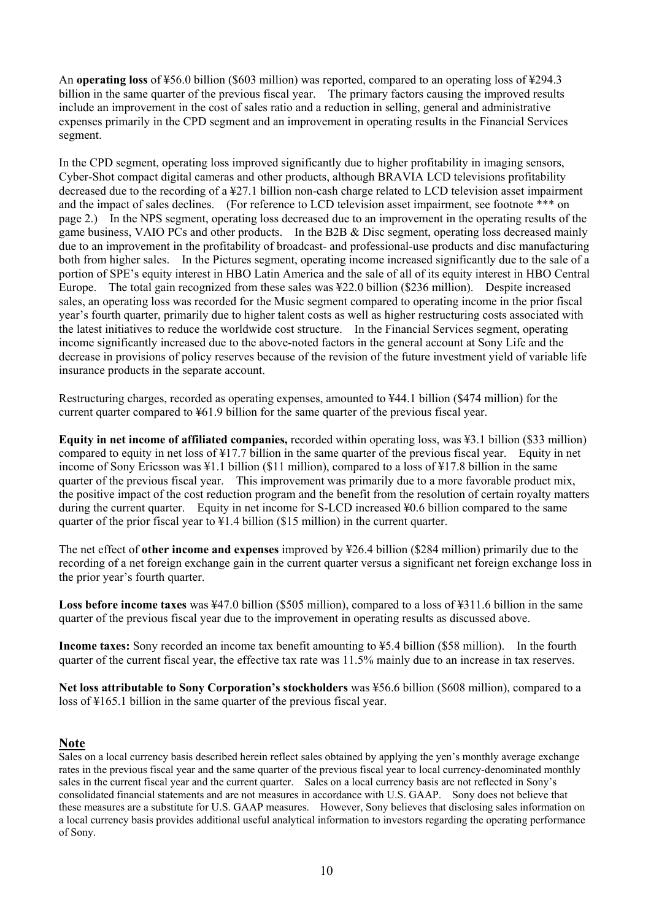An **operating loss** of ¥56.0 billion ($603 million) was reported, compared to an operating loss of ¥294.3 billion in the same quarter of the previous fiscal year. The primary factors causing the improved results include an improvement in the cost of sales ratio and a reduction in selling, general and administrative expenses primarily in the CPD segment and an improvement in operating results in the Financial Services segment.

In the CPD segment, operating loss improved significantly due to higher profitability in imaging sensors, Cyber-Shot compact digital cameras and other products, although BRAVIA LCD televisions profitability decreased due to the recording of a ¥27.1 billion non-cash charge related to LCD television asset impairment and the impact of sales declines. (For reference to LCD television asset impairment, see footnote *** on page 2.) In the NPS segment, operating loss decreased due to an improvement in the operating results of the game business, VAIO PCs and other products. In the B2B & Disc segment, operating loss decreased mainly due to an improvement in the profitability of broadcast- and professional-use products and disc manufacturing both from higher sales. In the Pictures segment, operating income increased significantly due to the sale of a portion of SPE's equity interest in HBO Latin America and the sale of all of its equity interest in HBO Central Europe. The total gain recognized from these sales was ¥22.0 billion ($236 million). Despite increased sales, an operating loss was recorded for the Music segment compared to operating income in the prior fiscal year's fourth quarter, primarily due to higher talent costs as well as higher restructuring costs associated with the latest initiatives to reduce the worldwide cost structure. In the Financial Services segment, operating income significantly increased due to the above-noted factors in the general account at Sony Life and the decrease in provisions of policy reserves because of the revision of the future investment yield of variable life insurance products in the separate account.

Restructuring charges, recorded as operating expenses, amounted to ¥44.1 billion ($474 million) for the current quarter compared to ¥61.9 billion for the same quarter of the previous fiscal year.

**Equity in net income of affiliated companies,** recorded within operating loss, was ¥3.1 billion ($33 million) compared to equity in net loss of ¥17.7 billion in the same quarter of the previous fiscal year. Equity in net income of Sony Ericsson was ¥1.1 billion ($11 million), compared to a loss of ¥17.8 billion in the same quarter of the previous fiscal year. This improvement was primarily due to a more favorable product mix, the positive impact of the cost reduction program and the benefit from the resolution of certain royalty matters during the current quarter. Equity in net income for S-LCD increased ¥0.6 billion compared to the same quarter of the prior fiscal year to ¥1.4 billion ($15 million) in the current quarter.

The net effect of **other income and expenses** improved by ¥26.4 billion ($284 million) primarily due to the recording of a net foreign exchange gain in the current quarter versus a significant net foreign exchange loss in the prior year's fourth quarter.

**Loss before income taxes** was ¥47.0 billion ($505 million), compared to a loss of ¥311.6 billion in the same quarter of the previous fiscal year due to the improvement in operating results as discussed above.

**Income taxes:** Sony recorded an income tax benefit amounting to ¥5.4 billion ($58 million). In the fourth quarter of the current fiscal year, the effective tax rate was 11.5% mainly due to an increase in tax reserves.

**Net loss attributable to Sony Corporation's stockholders** was ¥56.6 billion ($608 million), compared to a loss of ¥165.1 billion in the same quarter of the previous fiscal year.

## Note

Sales on a local currency basis described herein reflect sales obtained by applying the yen's monthly average exchange rates in the previous fiscal year and the same quarter of the previous fiscal year to local currency-denominated monthly sales in the current fiscal year and the current quarter. Sales on a local currency basis are not reflected in Sony's consolidated financial statements and are not measures in accordance with U.S. GAAP. Sony does not believe that these measures are a substitute for U.S. GAAP measures. However, Sony believes that disclosing sales information on a local currency basis provides additional useful analytical information to investors regarding the operating performance of Sony.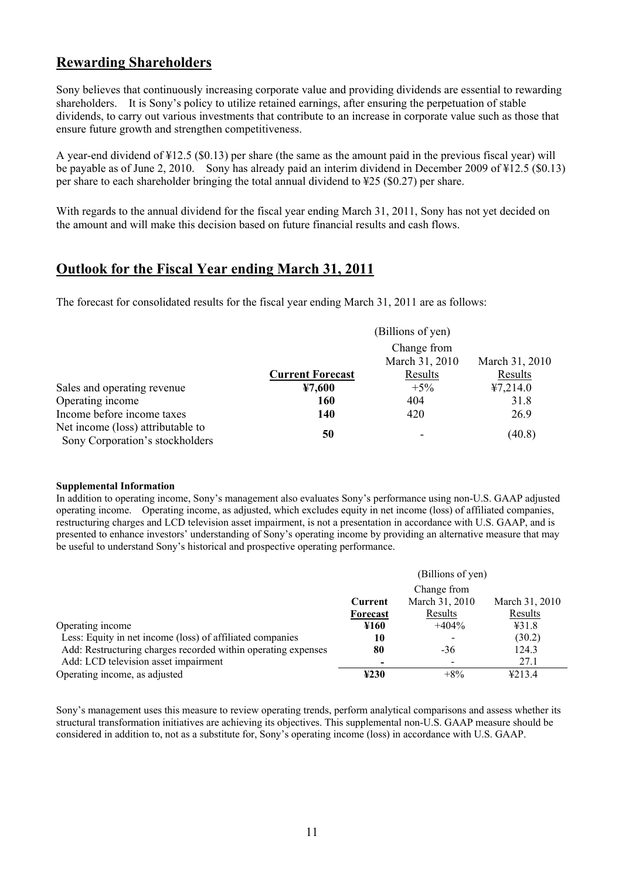## Rewarding Shareholders

Sony believes that continuously increasing corporate value and providing dividends are essential to rewarding shareholders. It is Sony's policy to utilize retained earnings, after ensuring the perpetuation of stable dividends, to carry out various investments that contribute to an increase in corporate value such as those that ensure future growth and strengthen competitiveness.

A year-end dividend of ¥12.5 ($0.13) per share (the same as the amount paid in the previous fiscal year) will be payable as of June 2, 2010. Sony has already paid an interim dividend in December 2009 of ¥12.5 ($0.13) per share to each shareholder bringing the total annual dividend to ¥25 ($0.27) per share.

With regards to the annual dividend for the fiscal year ending March 31, 2011, Sony has not yet decided on the amount and will make this decision based on future financial results and cash flows.

## Outlook for the Fiscal Year ending March 31, 2011

The forecast for consolidated results for the fiscal year ending March 31, 2011 are as follows:

| | (Billions of yen) | | |
|---|---|---|---|
| | **Current Forecast** | Change from March 31, 2010 Results | March 31, 2010 Results |
| Sales and operating revenue | **¥7,600** | +5% | ¥7,214.0 |
| Operating income | **160** | 404 | 31.8 |
| Income before income taxes | **140** | 420 | 26.9 |
| Net income (loss) attributable to Sony Corporation's stockholders | **50** | - | (40.8) |

**Supplemental Information**

In addition to operating income, Sony's management also evaluates Sony's performance using non-U.S. GAAP adjusted operating income. Operating income, as adjusted, which excludes equity in net income (loss) of affiliated companies, restructuring charges and LCD television asset impairment, is not a presentation in accordance with U.S. GAAP, and is presented to enhance investors' understanding of Sony's operating income by providing an alternative measure that may be useful to understand Sony's historical and prospective operating performance.

| | (Billions of yen) | | |
|---|---|---|---|
| | **Current Forecast** | Change from March 31, 2010 Results | March 31, 2010 Results |
| Operating income | **¥160** | +404% | ¥31.8 |
| Less: Equity in net income (loss) of affiliated companies | **10** | - | (30.2) |
| Add: Restructuring charges recorded within operating expenses | **80** | -36 | 124.3 |
| Add: LCD television asset impairment | **-** | - | 27.1 |
| Operating income, as adjusted | **¥230** | +8% | ¥213.4 |

Sony's management uses this measure to review operating trends, perform analytical comparisons and assess whether its structural transformation initiatives are achieving its objectives. This supplemental non-U.S. GAAP measure should be considered in addition to, not as a substitute for, Sony's operating income (loss) in accordance with U.S. GAAP.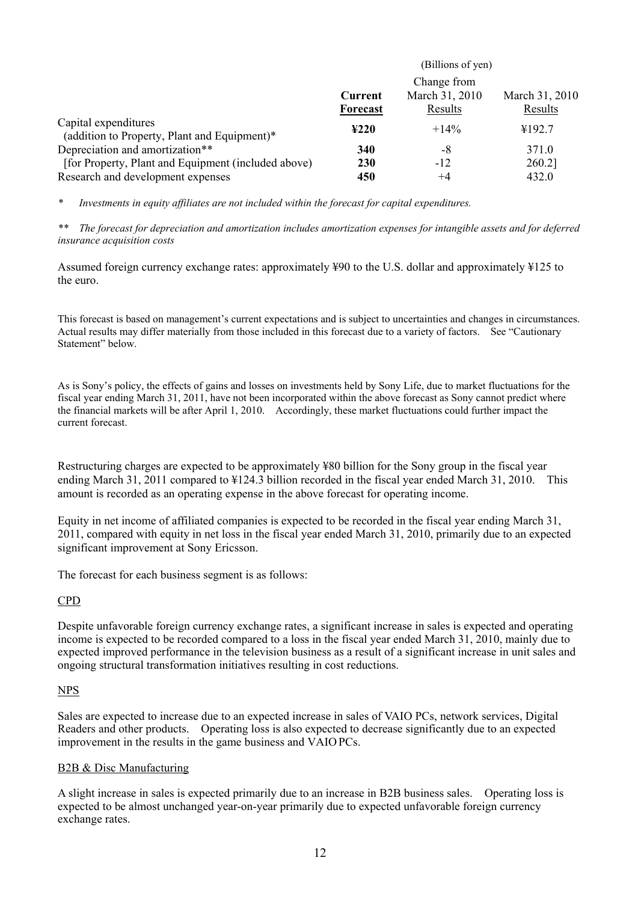| | (Billions of yen) | | |
|---|---|---|---|
| | **Current Forecast** | Change from March 31, 2010 Results | March 31, 2010 Results |
| Capital expenditures (addition to Property, Plant and Equipment)* | **¥220** | +14% | ¥192.7 |
| Depreciation and amortization** | **340** | -8 | 371.0 |
| [for Property, Plant and Equipment (included above) | **230** | -12 | 260.2] |
| Research and development expenses | **450** | +4 | 432.0 |

\* *Investments in equity affiliates are not included within the forecast for capital expenditures.*

\*\* *The forecast for depreciation and amortization includes amortization expenses for intangible assets and for deferred insurance acquisition costs*

Assumed foreign currency exchange rates: approximately ¥90 to the U.S. dollar and approximately ¥125 to the euro.

This forecast is based on management's current expectations and is subject to uncertainties and changes in circumstances. Actual results may differ materially from those included in this forecast due to a variety of factors. See "Cautionary Statement" below.

As is Sony's policy, the effects of gains and losses on investments held by Sony Life, due to market fluctuations for the fiscal year ending March 31, 2011, have not been incorporated within the above forecast as Sony cannot predict where the financial markets will be after April 1, 2010. Accordingly, these market fluctuations could further impact the current forecast.

Restructuring charges are expected to be approximately ¥80 billion for the Sony group in the fiscal year ending March 31, 2011 compared to ¥124.3 billion recorded in the fiscal year ended March 31, 2010. This amount is recorded as an operating expense in the above forecast for operating income.

Equity in net income of affiliated companies is expected to be recorded in the fiscal year ending March 31, 2011, compared with equity in net loss in the fiscal year ended March 31, 2010, primarily due to an expected significant improvement at Sony Ericsson.

The forecast for each business segment is as follows:

CPD

Despite unfavorable foreign currency exchange rates, a significant increase in sales is expected and operating income is expected to be recorded compared to a loss in the fiscal year ended March 31, 2010, mainly due to expected improved performance in the television business as a result of a significant increase in unit sales and ongoing structural transformation initiatives resulting in cost reductions.

NPS

Sales are expected to increase due to an expected increase in sales of VAIO PCs, network services, Digital Readers and other products. Operating loss is also expected to decrease significantly due to an expected improvement in the results in the game business and VAIO PCs.

B2B & Disc Manufacturing

A slight increase in sales is expected primarily due to an increase in B2B business sales. Operating loss is expected to be almost unchanged year-on-year primarily due to expected unfavorable foreign currency exchange rates.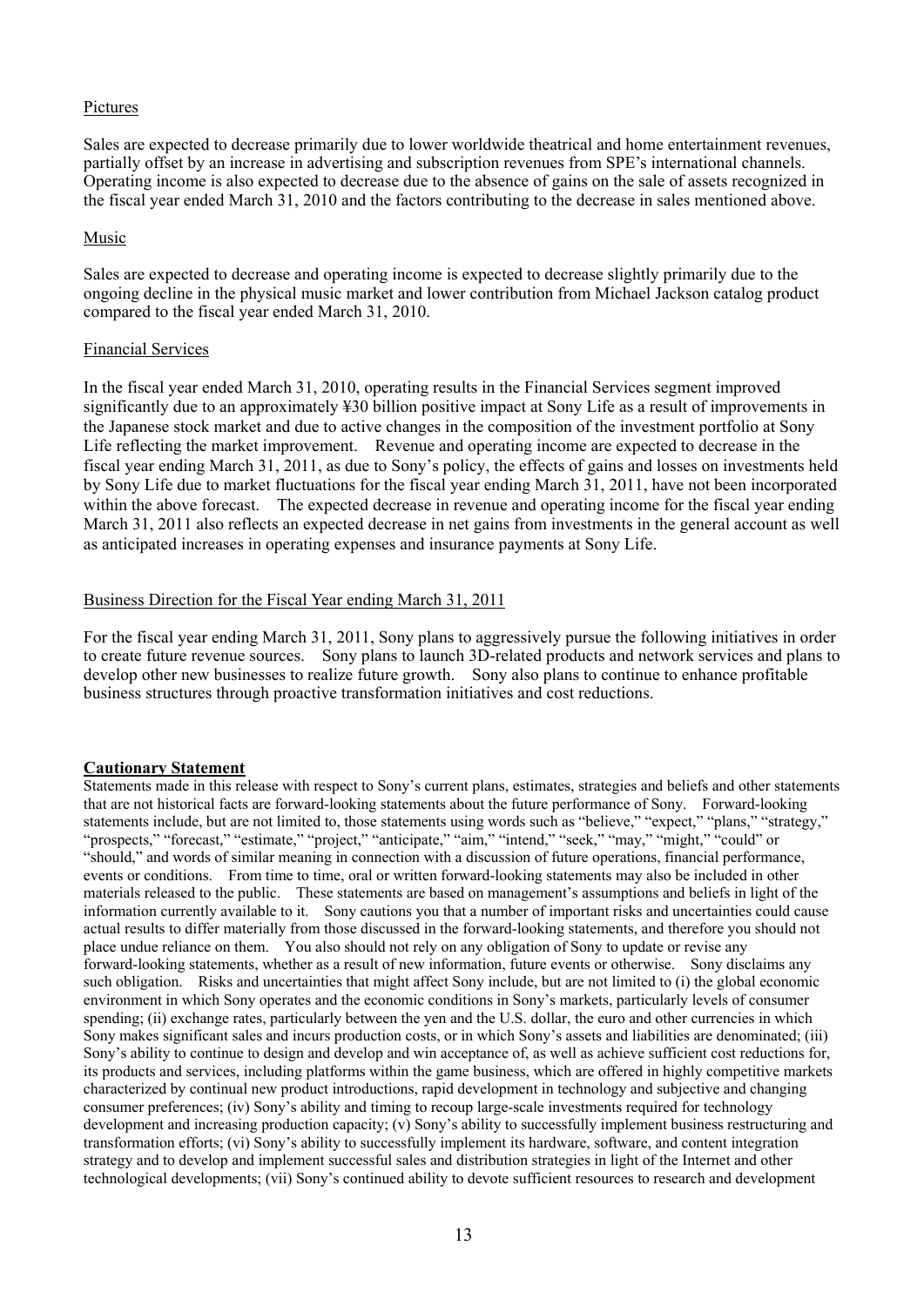Pictures

Sales are expected to decrease primarily due to lower worldwide theatrical and home entertainment revenues, partially offset by an increase in advertising and subscription revenues from SPE's international channels. Operating income is also expected to decrease due to the absence of gains on the sale of assets recognized in the fiscal year ended March 31, 2010 and the factors contributing to the decrease in sales mentioned above.

Music

Sales are expected to decrease and operating income is expected to decrease slightly primarily due to the ongoing decline in the physical music market and lower contribution from Michael Jackson catalog product compared to the fiscal year ended March 31, 2010.

Financial Services

In the fiscal year ended March 31, 2010, operating results in the Financial Services segment improved significantly due to an approximately ¥30 billion positive impact at Sony Life as a result of improvements in the Japanese stock market and due to active changes in the composition of the investment portfolio at Sony Life reflecting the market improvement. Revenue and operating income are expected to decrease in the fiscal year ending March 31, 2011, as due to Sony's policy, the effects of gains and losses on investments held by Sony Life due to market fluctuations for the fiscal year ending March 31, 2011, have not been incorporated within the above forecast. The expected decrease in revenue and operating income for the fiscal year ending March 31, 2011 also reflects an expected decrease in net gains from investments in the general account as well as anticipated increases in operating expenses and insurance payments at Sony Life.

Business Direction for the Fiscal Year ending March 31, 2011

For the fiscal year ending March 31, 2011, Sony plans to aggressively pursue the following initiatives in order to create future revenue sources. Sony plans to launch 3D-related products and network services and plans to develop other new businesses to realize future growth. Sony also plans to continue to enhance profitable business structures through proactive transformation initiatives and cost reductions.

**Cautionary Statement**

Statements made in this release with respect to Sony's current plans, estimates, strategies and beliefs and other statements that are not historical facts are forward-looking statements about the future performance of Sony. Forward-looking statements include, but are not limited to, those statements using words such as "believe," "expect," "plans," "strategy," "prospects," "forecast," "estimate," "project," "anticipate," "aim," "intend," "seek," "may," "might," "could" or "should," and words of similar meaning in connection with a discussion of future operations, financial performance, events or conditions. From time to time, oral or written forward-looking statements may also be included in other materials released to the public. These statements are based on management's assumptions and beliefs in light of the information currently available to it. Sony cautions you that a number of important risks and uncertainties could cause actual results to differ materially from those discussed in the forward-looking statements, and therefore you should not place undue reliance on them. You also should not rely on any obligation of Sony to update or revise any forward-looking statements, whether as a result of new information, future events or otherwise. Sony disclaims any such obligation. Risks and uncertainties that might affect Sony include, but are not limited to (i) the global economic environment in which Sony operates and the economic conditions in Sony's markets, particularly levels of consumer spending; (ii) exchange rates, particularly between the yen and the U.S. dollar, the euro and other currencies in which Sony makes significant sales and incurs production costs, or in which Sony's assets and liabilities are denominated; (iii) Sony's ability to continue to design and develop and win acceptance of, as well as achieve sufficient cost reductions for, its products and services, including platforms within the game business, which are offered in highly competitive markets characterized by continual new product introductions, rapid development in technology and subjective and changing consumer preferences; (iv) Sony's ability and timing to recoup large-scale investments required for technology development and increasing production capacity; (v) Sony's ability to successfully implement business restructuring and transformation efforts; (vi) Sony's ability to successfully implement its hardware, software, and content integration strategy and to develop and implement successful sales and distribution strategies in light of the Internet and other technological developments; (vii) Sony's continued ability to devote sufficient resources to research and development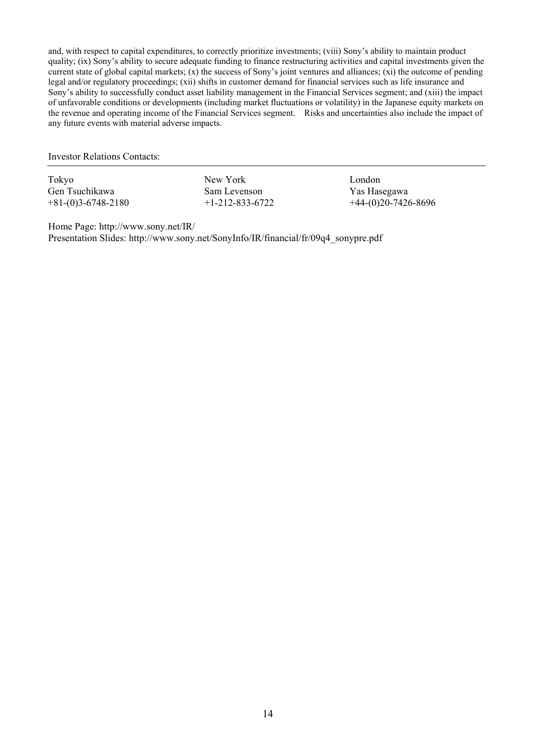and, with respect to capital expenditures, to correctly prioritize investments; (viii) Sony's ability to maintain product quality; (ix) Sony's ability to secure adequate funding to finance restructuring activities and capital investments given the current state of global capital markets; (x) the success of Sony's joint ventures and alliances; (xi) the outcome of pending legal and/or regulatory proceedings; (xii) shifts in customer demand for financial services such as life insurance and Sony's ability to successfully conduct asset liability management in the Financial Services segment; and (xiii) the impact of unfavorable conditions or developments (including market fluctuations or volatility) in the Japanese equity markets on the revenue and operating income of the Financial Services segment. Risks and uncertainties also include the impact of any future events with material adverse impacts.

Investor Relations Contacts:

| Tokyo | New York | London |
|---|---|---|
| Gen Tsuchikawa | Sam Levenson | Yas Hasegawa |
| +81-(0)3-6748-2180 | +1-212-833-6722 | +44-(0)20-7426-8696 |

Home Page: http://www.sony.net/IR/
Presentation Slides: http://www.sony.net/SonyInfo/IR/financial/fr/09q4_sonypre.pdf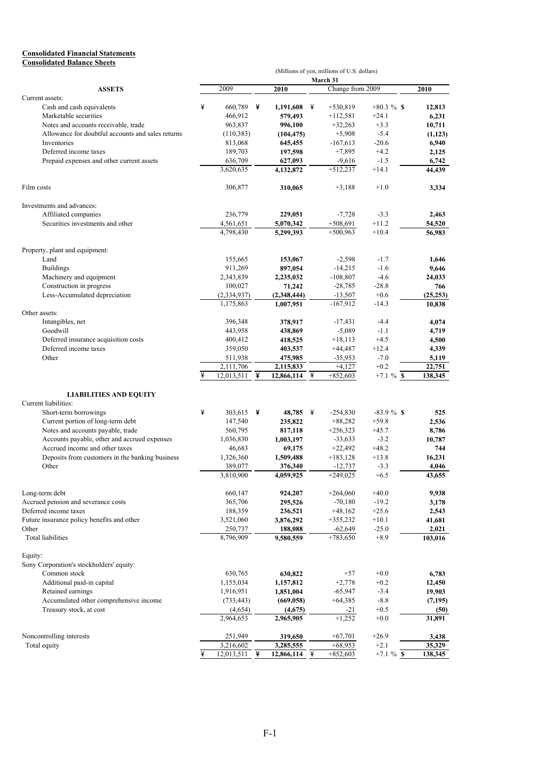## Consolidated Financial Statements

### Consolidated Balance Sheets

(Millions of yen, millions of U.S. dollars)

| | March 31 | | | | |
|---|---|---|---|---|---|
| **ASSETS** | 2009 | **2010** | Change from 2009 | | **2010** |
| Current assets: | | | | | |
| Cash and cash equivalents | ¥ 660,789 | ¥ **1,191,608** | ¥ +530,819 | +80.3 % | $ **12,813** |
| Marketable securities | 466,912 | **579,493** | +112,581 | +24.1 | **6,231** |
| Notes and accounts receivable, trade | 963,837 | **996,100** | +32,263 | +3.3 | **10,711** |
| Allowance for doubtful accounts and sales returns | (110,383) | **(104,475)** | +5,908 | -5.4 | **(1,123)** |
| Inventories | 813,068 | **645,455** | -167,613 | -20.6 | **6,940** |
| Deferred income taxes | 189,703 | **197,598** | +7,895 | +4.2 | **2,125** |
| Prepaid expenses and other current assets | 636,709 | **627,093** | -9,616 | -1.5 | **6,742** |
| | 3,620,635 | **4,132,872** | +512,237 | +14.1 | **44,439** |
| Film costs | 306,877 | **310,065** | +3,188 | +1.0 | **3,334** |
| Investments and advances: | | | | | |
| Affiliated companies | 236,779 | **229,051** | -7,728 | -3.3 | **2,463** |
| Securities investments and other | 4,561,651 | **5,070,342** | +508,691 | +11.2 | **54,520** |
| | 4,798,430 | **5,299,393** | +500,963 | +10.4 | **56,983** |
| Property, plant and equipment: | | | | | |
| Land | 155,665 | **153,067** | -2,598 | -1.7 | **1,646** |
| Buildings | 911,269 | **897,054** | -14,215 | -1.6 | **9,646** |
| Machinery and equipment | 2,343,839 | **2,235,032** | -108,807 | -4.6 | **24,033** |
| Construction in progress | 100,027 | **71,242** | -28,785 | -28.8 | **766** |
| Less-Accumulated depreciation | (2,334,937) | **(2,348,444)** | -13,507 | +0.6 | **(25,253)** |
| | 1,175,863 | **1,007,951** | -167,912 | -14.3 | **10,838** |
| Other assets: | | | | | |
| Intangibles, net | 396,348 | **378,917** | -17,431 | -4.4 | **4,074** |
| Goodwill | 443,958 | **438,869** | -5,089 | -1.1 | **4,719** |
| Deferred insurance acquisition costs | 400,412 | **418,525** | +18,113 | +4.5 | **4,500** |
| Deferred income taxes | 359,050 | **403,537** | +44,487 | +12.4 | **4,339** |
| Other | 511,938 | **475,985** | -35,953 | -7.0 | **5,119** |
| | 2,111,706 | **2,115,833** | +4,127 | +0.2 | **22,751** |
| | ¥ 12,013,511 | ¥ **12,866,114** | ¥ +852,603 | +7.1 % | $ **138,345** |
| **LIABILITIES AND EQUITY** | | | | | |
| Current liabilities: | | | | | |
| Short-term borrowings | ¥ 303,615 | ¥ **48,785** | ¥ -254,830 | -83.9 % | $ **525** |
| Current portion of long-term debt | 147,540 | **235,822** | +88,282 | +59.8 | **2,536** |
| Notes and accounts payable, trade | 560,795 | **817,118** | +256,323 | +45.7 | **8,786** |
| Accounts payable, other and accrued expenses | 1,036,830 | **1,003,197** | -33,633 | -3.2 | **10,787** |
| Accrued income and other taxes | 46,683 | **69,175** | +22,492 | +48.2 | **744** |
| Deposits from customers in the banking business | 1,326,360 | **1,509,488** | +183,128 | +13.8 | **16,231** |
| Other | 389,077 | **376,340** | -12,737 | -3.3 | **4,046** |
| | 3,810,900 | **4,059,925** | +249,025 | +6.5 | **43,655** |
| Long-term debt | 660,147 | **924,207** | +264,060 | +40.0 | **9,938** |
| Accrued pension and severance costs | 365,706 | **295,526** | -70,180 | -19.2 | **3,178** |
| Deferred income taxes | 188,359 | **236,521** | +48,162 | +25.6 | **2,543** |
| Future insurance policy benefits and other | 3,521,060 | **3,876,292** | +355,232 | +10.1 | **41,681** |
| Other | 250,737 | **188,088** | -62,649 | -25.0 | **2,021** |
| Total liabilities | 8,796,909 | **9,580,559** | +783,650 | +8.9 | **103,016** |
| Equity: | | | | | |
| Sony Corporation's stockholders' equity: | | | | | |
| Common stock | 630,765 | **630,822** | +57 | +0.0 | **6,783** |
| Additional paid-in capital | 1,155,034 | **1,157,812** | +2,778 | +0.2 | **12,450** |
| Retained earnings | 1,916,951 | **1,851,004** | -65,947 | -3.4 | **19,903** |
| Accumulated other comprehensive income | (733,443) | **(669,058)** | +64,385 | -8.8 | **(7,195)** |
| Treasury stock, at cost | (4,654) | **(4,675)** | -21 | +0.5 | **(50)** |
| | 2,964,653 | **2,965,905** | +1,252 | +0.0 | **31,891** |
| Noncontrolling interests | 251,949 | **319,650** | +67,701 | +26.9 | **3,438** |
| Total equity | 3,216,602 | **3,285,555** | +68,953 | +2.1 | **35,329** |
| | ¥ 12,013,511 | ¥ **12,866,114** | ¥ +852,603 | +7.1 % | $ **138,345** |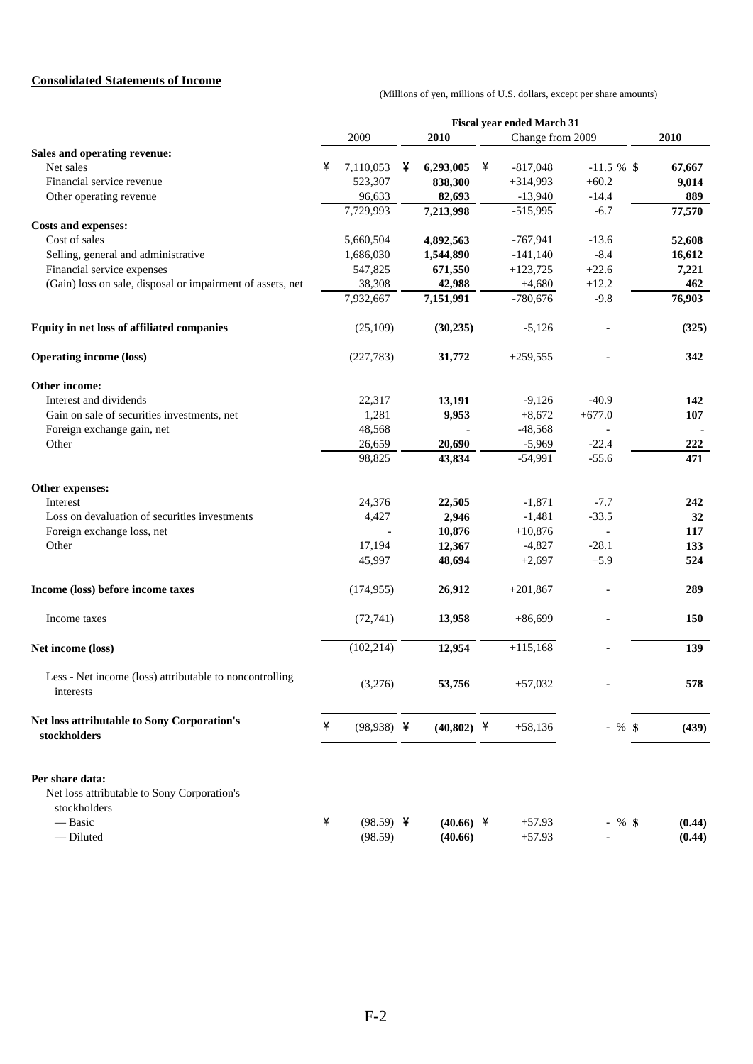**Consolidated Statements of Income**

(Millions of yen, millions of U.S. dollars, except per share amounts)

| | Fiscal year ended March 31 | | | | |
|---|---|---|---|---|---|
| | 2009 | **2010** | Change from 2009 | | **2010** |
| **Sales and operating revenue:** | | | | | |
| Net sales | ¥ 7,110,053 | ¥ **6,293,005** | ¥ -817,048 | -11.5 % | $ **67,667** |
| Financial service revenue | 523,307 | **838,300** | +314,993 | +60.2 | **9,014** |
| Other operating revenue | 96,633 | **82,693** | -13,940 | -14.4 | **889** |
| | 7,729,993 | **7,213,998** | -515,995 | -6.7 | **77,570** |
| **Costs and expenses:** | | | | | |
| Cost of sales | 5,660,504 | **4,892,563** | -767,941 | -13.6 | **52,608** |
| Selling, general and administrative | 1,686,030 | **1,544,890** | -141,140 | -8.4 | **16,612** |
| Financial service expenses | 547,825 | **671,550** | +123,725 | +22.6 | **7,221** |
| (Gain) loss on sale, disposal or impairment of assets, net | 38,308 | **42,988** | +4,680 | +12.2 | **462** |
| | 7,932,667 | **7,151,991** | -780,676 | -9.8 | **76,903** |
| **Equity in net loss of affiliated companies** | (25,109) | **(30,235)** | -5,126 | - | **(325)** |
| **Operating income (loss)** | (227,783) | **31,772** | +259,555 | - | **342** |
| **Other income:** | | | | | |
| Interest and dividends | 22,317 | **13,191** | -9,126 | -40.9 | **142** |
| Gain on sale of securities investments, net | 1,281 | **9,953** | +8,672 | +677.0 | **107** |
| Foreign exchange gain, net | 48,568 | **-** | -48,568 | - | **-** |
| Other | 26,659 | **20,690** | -5,969 | -22.4 | **222** |
| | 98,825 | **43,834** | -54,991 | -55.6 | **471** |
| **Other expenses:** | | | | | |
| Interest | 24,376 | **22,505** | -1,871 | -7.7 | **242** |
| Loss on devaluation of securities investments | 4,427 | **2,946** | -1,481 | -33.5 | **32** |
| Foreign exchange loss, net | - | **10,876** | +10,876 | - | **117** |
| Other | 17,194 | **12,367** | -4,827 | -28.1 | **133** |
| | 45,997 | **48,694** | +2,697 | +5.9 | **524** |
| **Income (loss) before income taxes** | (174,955) | **26,912** | +201,867 | - | **289** |
| Income taxes | (72,741) | **13,958** | +86,699 | - | **150** |
| **Net income (loss)** | (102,214) | **12,954** | +115,168 | - | **139** |
| Less - Net income (loss) attributable to noncontrolling interests | (3,276) | **53,756** | +57,032 | - | **578** |
| **Net loss attributable to Sony Corporation's stockholders** | ¥ (98,938) | ¥ **(40,802)** | ¥ +58,136 | - % | $ **(439)** |
| **Per share data:** | | | | | |
| Net loss attributable to Sony Corporation's stockholders | | | | | |
| — Basic | ¥ (98.59) | ¥ **(40.66)** | ¥ +57.93 | - % | $ **(0.44)** |
| — Diluted | (98.59) | **(40.66)** | +57.93 | - | **(0.44)** |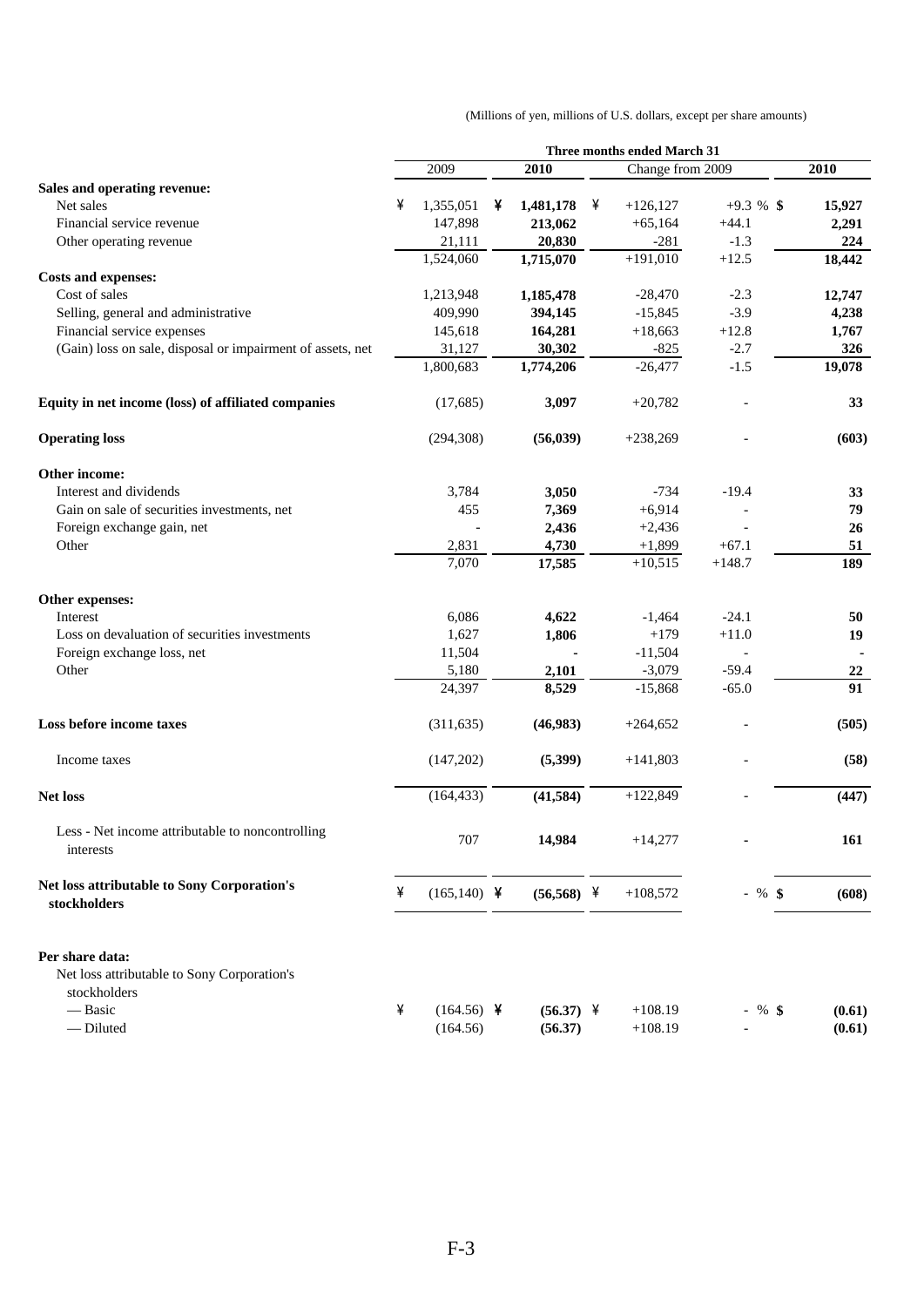(Millions of yen, millions of U.S. dollars, except per share amounts)

| | Three months ended March 31 | | | | |
|---|---|---|---|---|---|
| | 2009 | **2010** | Change from 2009 | | **2010** |
| **Sales and operating revenue:** | | | | | |
| Net sales | ¥ 1,355,051 | ¥ **1,481,178** | ¥ +126,127 | +9.3 % | $ **15,927** |
| Financial service revenue | 147,898 | **213,062** | +65,164 | +44.1 | **2,291** |
| Other operating revenue | 21,111 | **20,830** | -281 | -1.3 | **224** |
| | 1,524,060 | **1,715,070** | +191,010 | +12.5 | **18,442** |
| **Costs and expenses:** | | | | | |
| Cost of sales | 1,213,948 | **1,185,478** | -28,470 | -2.3 | **12,747** |
| Selling, general and administrative | 409,990 | **394,145** | -15,845 | -3.9 | **4,238** |
| Financial service expenses | 145,618 | **164,281** | +18,663 | +12.8 | **1,767** |
| (Gain) loss on sale, disposal or impairment of assets, net | 31,127 | **30,302** | -825 | -2.7 | **326** |
| | 1,800,683 | **1,774,206** | -26,477 | -1.5 | **19,078** |
| **Equity in net income (loss) of affiliated companies** | (17,685) | **3,097** | +20,782 | - | **33** |
| **Operating loss** | (294,308) | **(56,039)** | +238,269 | - | **(603)** |
| **Other income:** | | | | | |
| Interest and dividends | 3,784 | **3,050** | -734 | -19.4 | **33** |
| Gain on sale of securities investments, net | 455 | **7,369** | +6,914 | - | **79** |
| Foreign exchange gain, net | - | **2,436** | +2,436 | - | **26** |
| Other | 2,831 | **4,730** | +1,899 | +67.1 | **51** |
| | 7,070 | **17,585** | +10,515 | +148.7 | **189** |
| **Other expenses:** | | | | | |
| Interest | 6,086 | **4,622** | -1,464 | -24.1 | **50** |
| Loss on devaluation of securities investments | 1,627 | **1,806** | +179 | +11.0 | **19** |
| Foreign exchange loss, net | 11,504 | **-** | -11,504 | - | **-** |
| Other | 5,180 | **2,101** | -3,079 | -59.4 | **22** |
| | 24,397 | **8,529** | -15,868 | -65.0 | **91** |
| **Loss before income taxes** | (311,635) | **(46,983)** | +264,652 | - | **(505)** |
| Income taxes | (147,202) | **(5,399)** | +141,803 | - | **(58)** |
| **Net loss** | (164,433) | **(41,584)** | +122,849 | - | **(447)** |
| Less - Net income attributable to noncontrolling interests | 707 | **14,984** | +14,277 | **-** | **161** |
| **Net loss attributable to Sony Corporation's stockholders** | ¥ (165,140) | ¥ **(56,568)** | ¥ +108,572 | - % | $ **(608)** |
| **Per share data:** | | | | | |
| Net loss attributable to Sony Corporation's stockholders | | | | | |
| — Basic | ¥ (164.56) | ¥ **(56.37)** | ¥ +108.19 | - % | $ **(0.61)** |
| — Diluted | (164.56) | **(56.37)** | +108.19 | - | **(0.61)** |

F-3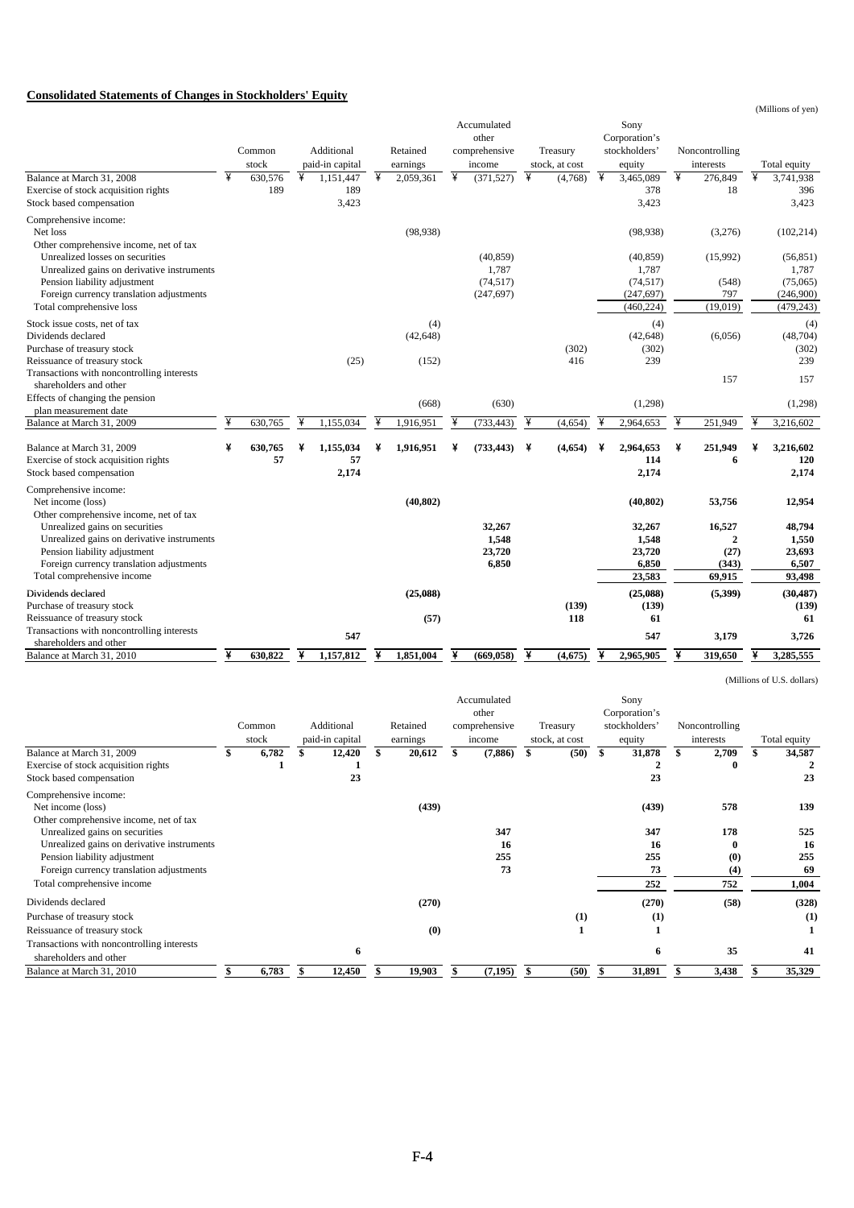## Consolidated Statements of Changes in Stockholders' Equity

(Millions of yen)

| | Common stock | Additional paid-in capital | Retained earnings | Accumulated other comprehensive income | Treasury stock, at cost | Sony Corporation's stockholders' equity | Noncontrolling interests | Total equity |
|---|---|---|---|---|---|---|---|---|
| Balance at March 31, 2008 | ¥ 630,576 | ¥ 1,151,447 | ¥ 2,059,361 | ¥ (371,527) | ¥ (4,768) | ¥ 3,465,089 | ¥ 276,849 | ¥ 3,741,938 |
| Exercise of stock acquisition rights | 189 | 189 | | | | 378 | 18 | 396 |
| Stock based compensation | | 3,423 | | | | 3,423 | | 3,423 |
| Comprehensive income: | | | | | | | | |
| Net loss | | | (98,938) | | | (98,938) | (3,276) | (102,214) |
| Other comprehensive income, net of tax | | | | | | | | |
| Unrealized losses on securities | | | | (40,859) | | (40,859) | (15,992) | (56,851) |
| Unrealized gains on derivative instruments | | | | 1,787 | | 1,787 | | 1,787 |
| Pension liability adjustment | | | | (74,517) | | (74,517) | (548) | (75,065) |
| Foreign currency translation adjustments | | | | (247,697) | | (247,697) | 797 | (246,900) |
| Total comprehensive loss | | | | | | (460,224) | (19,019) | (479,243) |
| Stock issue costs, net of tax | | | (4) | | | (4) | | (4) |
| Dividends declared | | | (42,648) | | | (42,648) | (6,056) | (48,704) |
| Purchase of treasury stock | | | | | (302) | (302) | | (302) |
| Reissuance of treasury stock | | (25) | (152) | | 416 | 239 | | 239 |
| Transactions with noncontrolling interests shareholders and other | | | | | | | 157 | 157 |
| Effects of changing the pension plan measurement date | | | (668) | (630) | | (1,298) | | (1,298) |
| Balance at March 31, 2009 | ¥ 630,765 | ¥ 1,155,034 | ¥ 1,916,951 | ¥ (733,443) | ¥ (4,654) | ¥ 2,964,653 | ¥ 251,949 | ¥ 3,216,602 |
| | | | | | | | | |
| **Balance at March 31, 2009** | **¥ 630,765** | **¥ 1,155,034** | **¥ 1,916,951** | **¥ (733,443)** | **¥ (4,654)** | **¥ 2,964,653** | **¥ 251,949** | **¥ 3,216,602** |
| Exercise of stock acquisition rights | **57** | **57** | | | | **114** | **6** | **120** |
| Stock based compensation | | **2,174** | | | | **2,174** | | **2,174** |
| Comprehensive income: | | | | | | | | |
| Net income (loss) | | | **(40,802)** | | | **(40,802)** | **53,756** | **12,954** |
| Other comprehensive income, net of tax | | | | | | | | |
| Unrealized gains on securities | | | | **32,267** | | **32,267** | **16,527** | **48,794** |
| Unrealized gains on derivative instruments | | | | **1,548** | | **1,548** | **2** | **1,550** |
| Pension liability adjustment | | | | **23,720** | | **23,720** | **(27)** | **23,693** |
| Foreign currency translation adjustments | | | | **6,850** | | **6,850** | **(343)** | **6,507** |
| Total comprehensive income | | | | | | **23,583** | **69,915** | **93,498** |
| Dividends declared | | | **(25,088)** | | | **(25,088)** | **(5,399)** | **(30,487)** |
| Purchase of treasury stock | | | | | **(139)** | **(139)** | | **(139)** |
| Reissuance of treasury stock | | | **(57)** | | **118** | **61** | | **61** |
| Transactions with noncontrolling interests shareholders and other | | **547** | | | | **547** | **3,179** | **3,726** |
| **Balance at March 31, 2010** | **¥ 630,822** | **¥ 1,157,812** | **¥ 1,851,004** | **¥ (669,058)** | **¥ (4,675)** | **¥ 2,965,905** | **¥ 319,650** | **¥ 3,285,555** |

(Millions of U.S. dollars)

| | Common stock | Additional paid-in capital | Retained earnings | Accumulated other comprehensive income | Treasury stock, at cost | Sony Corporation's stockholders' equity | Noncontrolling interests | Total equity |
|---|---|---|---|---|---|---|---|---|
| **Balance at March 31, 2009** | **$ 6,782** | **$ 12,420** | **$ 20,612** | **$ (7,886)** | **$ (50)** | **$ 31,878** | **$ 2,709** | **$ 34,587** |
| Exercise of stock acquisition rights | **1** | **1** | | | | **2** | **0** | **2** |
| Stock based compensation | | **23** | | | | **23** | | **23** |
| Comprehensive income: | | | | | | | | |
| Net income (loss) | | | **(439)** | | | **(439)** | **578** | **139** |
| Other comprehensive income, net of tax | | | | | | | | |
| Unrealized gains on securities | | | | **347** | | **347** | **178** | **525** |
| Unrealized gains on derivative instruments | | | | **16** | | **16** | **0** | **16** |
| Pension liability adjustment | | | | **255** | | **255** | **(0)** | **255** |
| Foreign currency translation adjustments | | | | **73** | | **73** | **(4)** | **69** |
| Total comprehensive income | | | | | | **252** | **752** | **1,004** |
| Dividends declared | | | **(270)** | | | **(270)** | **(58)** | **(328)** |
| Purchase of treasury stock | | | | | **(1)** | **(1)** | | **(1)** |
| Reissuance of treasury stock | | | **(0)** | | **1** | **1** | | **1** |
| Transactions with noncontrolling interests shareholders and other | | **6** | | | | **6** | **35** | **41** |
| **Balance at March 31, 2010** | **$ 6,783** | **$ 12,450** | **$ 19,903** | **$ (7,195)** | **$ (50)** | **$ 31,891** | **$ 3,438** | **$ 35,329** |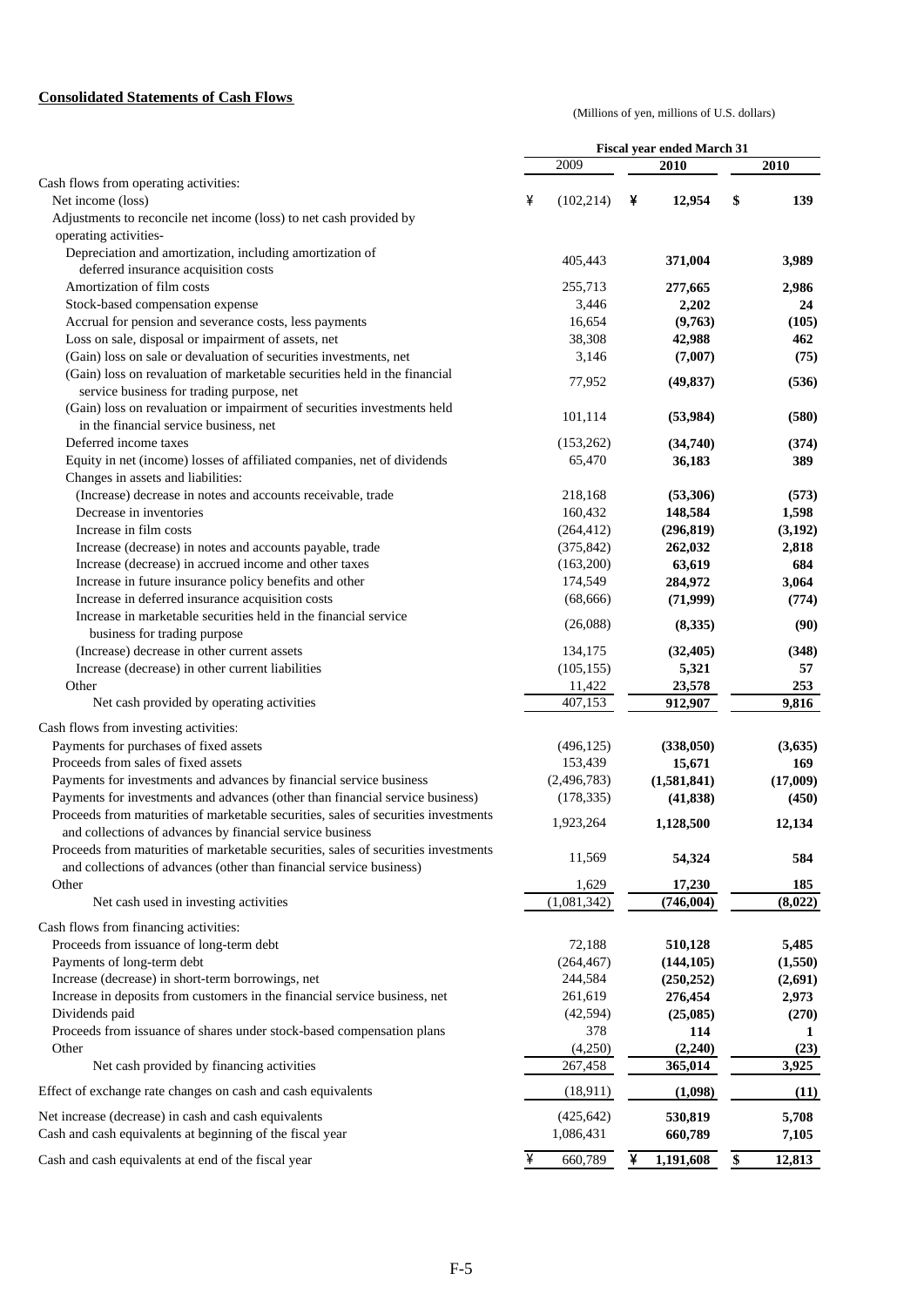**Consolidated Statements of Cash Flows**

(Millions of yen, millions of U.S. dollars)

| | Fiscal year ended March 31 | | |
|---|---|---|---|
| | 2009 | 2010 | 2010 |
| Cash flows from operating activities: | | | |
| Net income (loss) | ¥ (102,214) | ¥ **12,954** | $ **139** |
| Adjustments to reconcile net income (loss) to net cash provided by operating activities- | | | |
| Depreciation and amortization, including amortization of deferred insurance acquisition costs | 405,443 | **371,004** | **3,989** |
| Amortization of film costs | 255,713 | **277,665** | **2,986** |
| Stock-based compensation expense | 3,446 | **2,202** | **24** |
| Accrual for pension and severance costs, less payments | 16,654 | **(9,763)** | **(105)** |
| Loss on sale, disposal or impairment of assets, net | 38,308 | **42,988** | **462** |
| (Gain) loss on sale or devaluation of securities investments, net | 3,146 | **(7,007)** | **(75)** |
| (Gain) loss on revaluation of marketable securities held in the financial service business for trading purpose, net | 77,952 | **(49,837)** | **(536)** |
| (Gain) loss on revaluation or impairment of securities investments held in the financial service business, net | 101,114 | **(53,984)** | **(580)** |
| Deferred income taxes | (153,262) | **(34,740)** | **(374)** |
| Equity in net (income) losses of affiliated companies, net of dividends | 65,470 | **36,183** | **389** |
| Changes in assets and liabilities: | | | |
| (Increase) decrease in notes and accounts receivable, trade | 218,168 | **(53,306)** | **(573)** |
| Decrease in inventories | 160,432 | **148,584** | **1,598** |
| Increase in film costs | (264,412) | **(296,819)** | **(3,192)** |
| Increase (decrease) in notes and accounts payable, trade | (375,842) | **262,032** | **2,818** |
| Increase (decrease) in accrued income and other taxes | (163,200) | **63,619** | **684** |
| Increase in future insurance policy benefits and other | 174,549 | **284,972** | **3,064** |
| Increase in deferred insurance acquisition costs | (68,666) | **(71,999)** | **(774)** |
| Increase in marketable securities held in the financial service business for trading purpose | (26,088) | **(8,335)** | **(90)** |
| (Increase) decrease in other current assets | 134,175 | **(32,405)** | **(348)** |
| Increase (decrease) in other current liabilities | (105,155) | **5,321** | **57** |
| Other | 11,422 | **23,578** | **253** |
| Net cash provided by operating activities | 407,153 | **912,907** | **9,816** |
| Cash flows from investing activities: | | | |
| Payments for purchases of fixed assets | (496,125) | **(338,050)** | **(3,635)** |
| Proceeds from sales of fixed assets | 153,439 | **15,671** | **169** |
| Payments for investments and advances by financial service business | (2,496,783) | **(1,581,841)** | **(17,009)** |
| Payments for investments and advances (other than financial service business) | (178,335) | **(41,838)** | **(450)** |
| Proceeds from maturities of marketable securities, sales of securities investments and collections of advances by financial service business | 1,923,264 | **1,128,500** | **12,134** |
| Proceeds from maturities of marketable securities, sales of securities investments and collections of advances (other than financial service business) | 11,569 | **54,324** | **584** |
| Other | 1,629 | **17,230** | **185** |
| Net cash used in investing activities | (1,081,342) | **(746,004)** | **(8,022)** |
| Cash flows from financing activities: | | | |
| Proceeds from issuance of long-term debt | 72,188 | **510,128** | **5,485** |
| Payments of long-term debt | (264,467) | **(144,105)** | **(1,550)** |
| Increase (decrease) in short-term borrowings, net | 244,584 | **(250,252)** | **(2,691)** |
| Increase in deposits from customers in the financial service business, net | 261,619 | **276,454** | **2,973** |
| Dividends paid | (42,594) | **(25,085)** | **(270)** |
| Proceeds from issuance of shares under stock-based compensation plans | 378 | **114** | **1** |
| Other | (4,250) | **(2,240)** | **(23)** |
| Net cash provided by financing activities | 267,458 | **365,014** | **3,925** |
| Effect of exchange rate changes on cash and cash equivalents | (18,911) | **(1,098)** | **(11)** |
| Net increase (decrease) in cash and cash equivalents | (425,642) | **530,819** | **5,708** |
| Cash and cash equivalents at beginning of the fiscal year | 1,086,431 | **660,789** | **7,105** |
| Cash and cash equivalents at end of the fiscal year | ¥ 660,789 | ¥ **1,191,608** | $ **12,813** |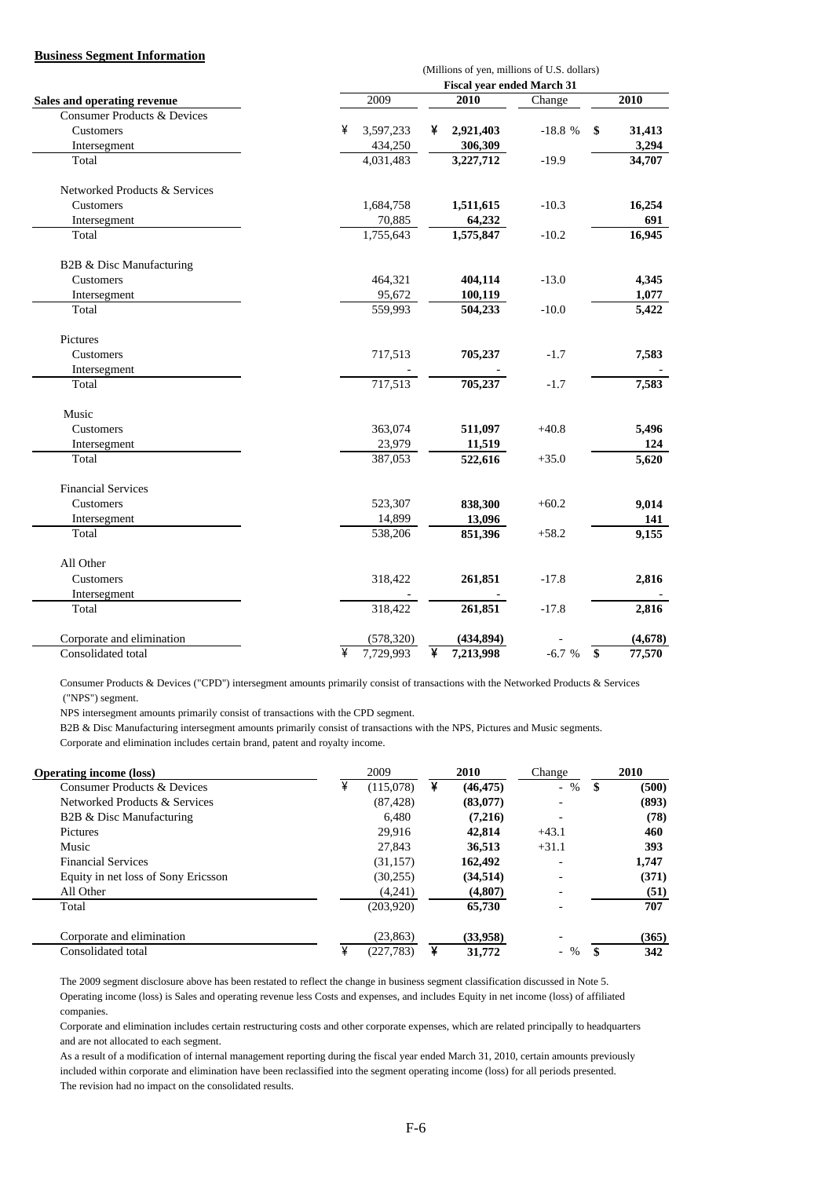**Business Segment Information**

| | (Millions of yen, millions of U.S. dollars) | | | |
|---|---|---|---|---|
| | Fiscal year ended March 31 | | | |
| **Sales and operating revenue** | 2009 | **2010** | Change | **2010** |
| Consumer Products & Devices | | | | |
| Customers | ¥ 3,597,233 | ¥ **2,921,403** | -18.8 % | $ **31,413** |
| Intersegment | 434,250 | **306,309** | | **3,294** |
| Total | 4,031,483 | **3,227,712** | -19.9 | **34,707** |
| Networked Products & Services | | | | |
| Customers | 1,684,758 | **1,511,615** | -10.3 | **16,254** |
| Intersegment | 70,885 | **64,232** | | **691** |
| Total | 1,755,643 | **1,575,847** | -10.2 | **16,945** |
| B2B & Disc Manufacturing | | | | |
| Customers | 464,321 | **404,114** | -13.0 | **4,345** |
| Intersegment | 95,672 | **100,119** | | **1,077** |
| Total | 559,993 | **504,233** | -10.0 | **5,422** |
| Pictures | | | | |
| Customers | 717,513 | **705,237** | -1.7 | **7,583** |
| Intersegment | - | **-** | | **-** |
| Total | 717,513 | **705,237** | -1.7 | **7,583** |
| Music | | | | |
| Customers | 363,074 | **511,097** | +40.8 | **5,496** |
| Intersegment | 23,979 | **11,519** | | **124** |
| Total | 387,053 | **522,616** | +35.0 | **5,620** |
| Financial Services | | | | |
| Customers | 523,307 | **838,300** | +60.2 | **9,014** |
| Intersegment | 14,899 | **13,096** | | **141** |
| Total | 538,206 | **851,396** | +58.2 | **9,155** |
| All Other | | | | |
| Customers | 318,422 | **261,851** | -17.8 | **2,816** |
| Intersegment | - | **-** | | **-** |
| Total | 318,422 | **261,851** | -17.8 | **2,816** |
| Corporate and elimination | (578,320) | **(434,894)** | - | **(4,678)** |
| Consolidated total | ¥ 7,729,993 | ¥ **7,213,998** | -6.7 % | $ **77,570** |

Consumer Products & Devices ("CPD") intersegment amounts primarily consist of transactions with the Networked Products & Services ("NPS") segment.

NPS intersegment amounts primarily consist of transactions with the CPD segment.

B2B & Disc Manufacturing intersegment amounts primarily consist of transactions with the NPS, Pictures and Music segments.

Corporate and elimination includes certain brand, patent and royalty income.

| **Operating income (loss)** | 2009 | **2010** | Change | **2010** |
|---|---|---|---|---|
| Consumer Products & Devices | ¥ (115,078) | ¥ **(46,475)** | - % | $ **(500)** |
| Networked Products & Services | (87,428) | **(83,077)** | - | **(893)** |
| B2B & Disc Manufacturing | 6,480 | **(7,216)** | - | **(78)** |
| Pictures | 29,916 | **42,814** | +43.1 | **460** |
| Music | 27,843 | **36,513** | +31.1 | **393** |
| Financial Services | (31,157) | **162,492** | - | **1,747** |
| Equity in net loss of Sony Ericsson | (30,255) | **(34,514)** | - | **(371)** |
| All Other | (4,241) | **(4,807)** | - | **(51)** |
| Total | (203,920) | **65,730** | - | **707** |
| Corporate and elimination | (23,863) | **(33,958)** | - | **(365)** |
| Consolidated total | ¥ (227,783) | ¥ **31,772** | - % | $ **342** |

The 2009 segment disclosure above has been restated to reflect the change in business segment classification discussed in Note 5.

Operating income (loss) is Sales and operating revenue less Costs and expenses, and includes Equity in net income (loss) of affiliated companies.

Corporate and elimination includes certain restructuring costs and other corporate expenses, which are related principally to headquarters and are not allocated to each segment.

As a result of a modification of internal management reporting during the fiscal year ended March 31, 2010, certain amounts previously included within corporate and elimination have been reclassified into the segment operating income (loss) for all periods presented. The revision had no impact on the consolidated results.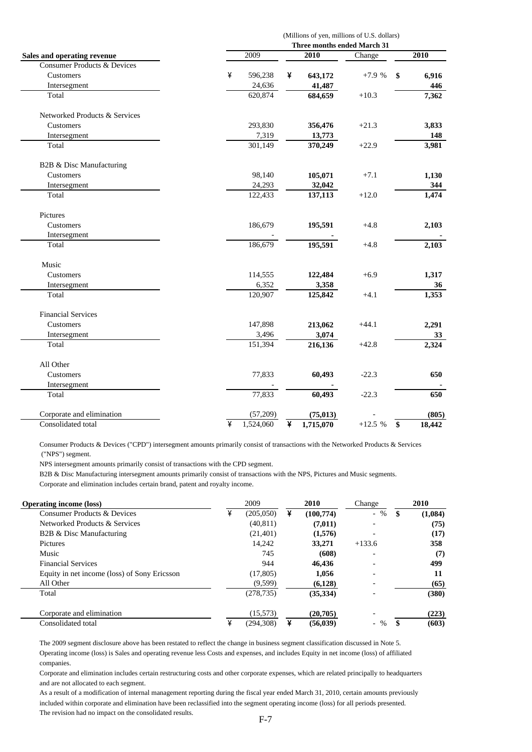(Millions of yen, millions of U.S. dollars)

| Sales and operating revenue | 2009 | 2010 | Change | 2010 |
|---|---|---|---|---|
| | Three months ended March 31 | | | |
| **Consumer Products & Devices** | | | | |
| Customers | ¥ 596,238 | ¥ **643,172** | +7.9 % | $ **6,916** |
| Intersegment | 24,636 | **41,487** | | **446** |
| Total | 620,874 | **684,659** | +10.3 | **7,362** |
| **Networked Products & Services** | | | | |
| Customers | 293,830 | **356,476** | +21.3 | **3,833** |
| Intersegment | 7,319 | **13,773** | | **148** |
| Total | 301,149 | **370,249** | +22.9 | **3,981** |
| **B2B & Disc Manufacturing** | | | | |
| Customers | 98,140 | **105,071** | +7.1 | **1,130** |
| Intersegment | 24,293 | **32,042** | | **344** |
| Total | 122,433 | **137,113** | +12.0 | **1,474** |
| **Pictures** | | | | |
| Customers | 186,679 | **195,591** | +4.8 | **2,103** |
| Intersegment | - | **-** | | **-** |
| Total | 186,679 | **195,591** | +4.8 | **2,103** |
| **Music** | | | | |
| Customers | 114,555 | **122,484** | +6.9 | **1,317** |
| Intersegment | 6,352 | **3,358** | | **36** |
| Total | 120,907 | **125,842** | +4.1 | **1,353** |
| **Financial Services** | | | | |
| Customers | 147,898 | **213,062** | +44.1 | **2,291** |
| Intersegment | 3,496 | **3,074** | | **33** |
| Total | 151,394 | **216,136** | +42.8 | **2,324** |
| **All Other** | | | | |
| Customers | 77,833 | **60,493** | -22.3 | **650** |
| Intersegment | - | **-** | | **-** |
| Total | 77,833 | **60,493** | -22.3 | **650** |
| Corporate and elimination | (57,209) | **(75,013)** | - | **(805)** |
| Consolidated total | ¥ 1,524,060 | ¥ **1,715,070** | +12.5 % | $ **18,442** |

Consumer Products & Devices ("CPD") intersegment amounts primarily consist of transactions with the Networked Products & Services ("NPS") segment.

NPS intersegment amounts primarily consist of transactions with the CPD segment.

B2B & Disc Manufacturing intersegment amounts primarily consist of transactions with the NPS, Pictures and Music segments.

Corporate and elimination includes certain brand, patent and royalty income.

| Operating income (loss) | 2009 | 2010 | Change | 2010 |
|---|---|---|---|---|
| Consumer Products & Devices | ¥ (205,050) | ¥ **(100,774)** | - % | $ **(1,084)** |
| Networked Products & Services | (40,811) | **(7,011)** | - | **(75)** |
| B2B & Disc Manufacturing | (21,401) | **(1,576)** | - | **(17)** |
| Pictures | 14,242 | **33,271** | +133.6 | **358** |
| Music | 745 | **(608)** | - | **(7)** |
| Financial Services | 944 | **46,436** | - | **499** |
| Equity in net income (loss) of Sony Ericsson | (17,805) | **1,056** | - | **11** |
| All Other | (9,599) | **(6,128)** | - | **(65)** |
| Total | (278,735) | **(35,334)** | - | **(380)** |
| Corporate and elimination | (15,573) | **(20,705)** | - | **(223)** |
| Consolidated total | ¥ (294,308) | ¥ **(56,039)** | - % | $ **(603)** |

The 2009 segment disclosure above has been restated to reflect the change in business segment classification discussed in Note 5.

Operating income (loss) is Sales and operating revenue less Costs and expenses, and includes Equity in net income (loss) of affiliated companies.

Corporate and elimination includes certain restructuring costs and other corporate expenses, which are related principally to headquarters and are not allocated to each segment.

As a result of a modification of internal management reporting during the fiscal year ended March 31, 2010, certain amounts previously included within corporate and elimination have been reclassified into the segment operating income (loss) for all periods presented. The revision had no impact on the consolidated results.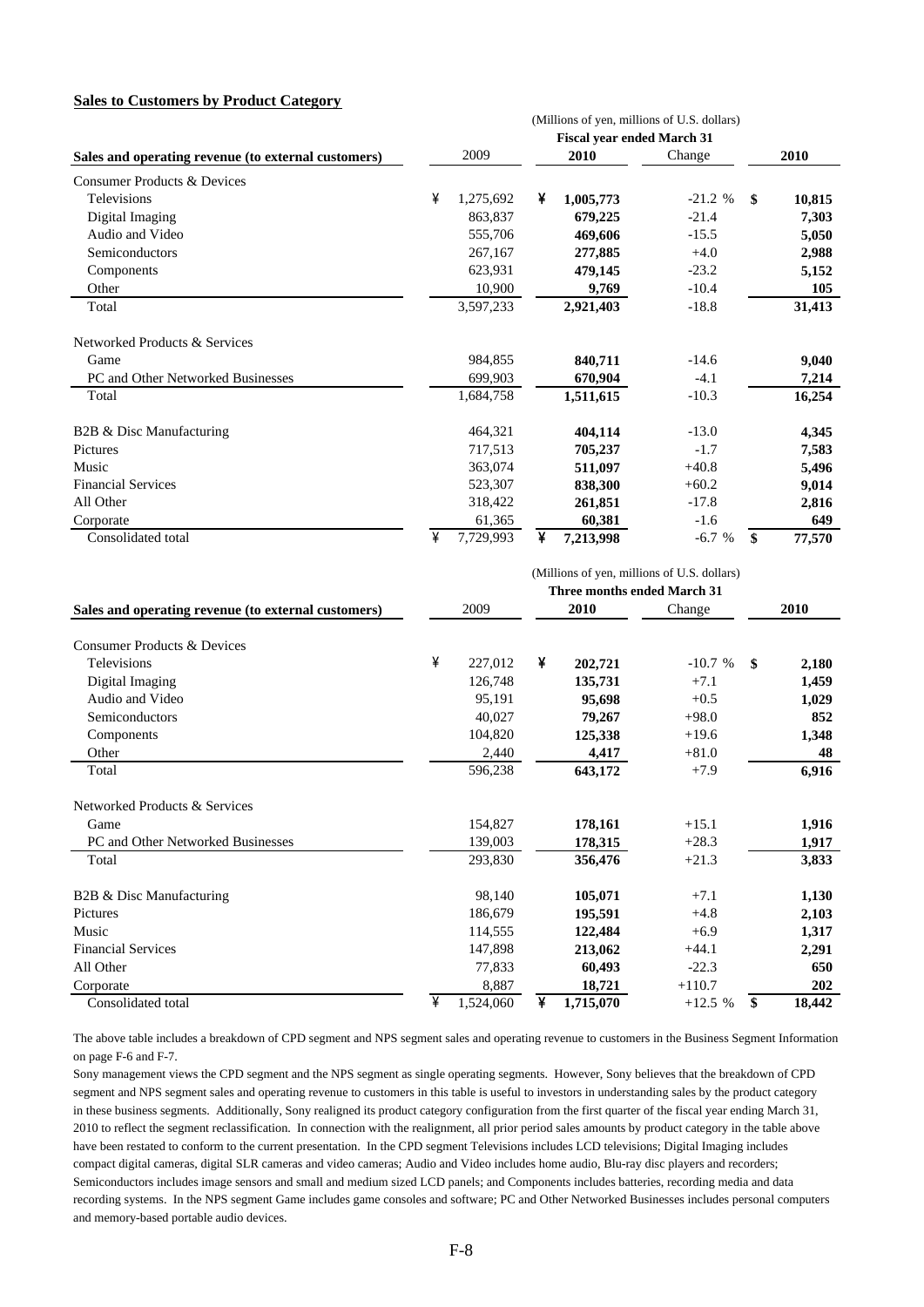### Sales to Customers by Product Category

| Sales and operating revenue (to external customers) | 2009 | 2010 | Change | 2010 |
|---|---|---|---|---|
| | (Millions of yen, millions of U.S. dollars) | | | |
| | Fiscal year ended March 31 | | | |
| Consumer Products & Devices | | | | |
| Televisions | ¥ 1,275,692 | ¥ **1,005,773** | -21.2 % | $ **10,815** |
| Digital Imaging | 863,837 | **679,225** | -21.4 | **7,303** |
| Audio and Video | 555,706 | **469,606** | -15.5 | **5,050** |
| Semiconductors | 267,167 | **277,885** | +4.0 | **2,988** |
| Components | 623,931 | **479,145** | -23.2 | **5,152** |
| Other | 10,900 | **9,769** | -10.4 | **105** |
| Total | 3,597,233 | **2,921,403** | -18.8 | **31,413** |
| Networked Products & Services | | | | |
| Game | 984,855 | **840,711** | -14.6 | **9,040** |
| PC and Other Networked Businesses | 699,903 | **670,904** | -4.1 | **7,214** |
| Total | 1,684,758 | **1,511,615** | -10.3 | **16,254** |
| B2B & Disc Manufacturing | 464,321 | **404,114** | -13.0 | **4,345** |
| Pictures | 717,513 | **705,237** | -1.7 | **7,583** |
| Music | 363,074 | **511,097** | +40.8 | **5,496** |
| Financial Services | 523,307 | **838,300** | +60.2 | **9,014** |
| All Other | 318,422 | **261,851** | -17.8 | **2,816** |
| Corporate | 61,365 | **60,381** | -1.6 | **649** |
| Consolidated total | ¥ 7,729,993 | ¥ **7,213,998** | -6.7 % | $ **77,570** |

| Sales and operating revenue (to external customers) | 2009 | 2010 | Change | 2010 |
|---|---|---|---|---|
| | (Millions of yen, millions of U.S. dollars) | | | |
| | Three months ended March 31 | | | |
| Consumer Products & Devices | | | | |
| Televisions | ¥ 227,012 | ¥ **202,721** | -10.7 % | $ **2,180** |
| Digital Imaging | 126,748 | **135,731** | +7.1 | **1,459** |
| Audio and Video | 95,191 | **95,698** | +0.5 | **1,029** |
| Semiconductors | 40,027 | **79,267** | +98.0 | **852** |
| Components | 104,820 | **125,338** | +19.6 | **1,348** |
| Other | 2,440 | **4,417** | +81.0 | **48** |
| Total | 596,238 | **643,172** | +7.9 | **6,916** |
| Networked Products & Services | | | | |
| Game | 154,827 | **178,161** | +15.1 | **1,916** |
| PC and Other Networked Businesses | 139,003 | **178,315** | +28.3 | **1,917** |
| Total | 293,830 | **356,476** | +21.3 | **3,833** |
| B2B & Disc Manufacturing | 98,140 | **105,071** | +7.1 | **1,130** |
| Pictures | 186,679 | **195,591** | +4.8 | **2,103** |
| Music | 114,555 | **122,484** | +6.9 | **1,317** |
| Financial Services | 147,898 | **213,062** | +44.1 | **2,291** |
| All Other | 77,833 | **60,493** | -22.3 | **650** |
| Corporate | 8,887 | **18,721** | +110.7 | **202** |
| Consolidated total | ¥ 1,524,060 | ¥ **1,715,070** | +12.5 % | $ **18,442** |

The above table includes a breakdown of CPD segment and NPS segment sales and operating revenue to customers in the Business Segment Information on page F-6 and F-7.

Sony management views the CPD segment and the NPS segment as single operating segments. However, Sony believes that the breakdown of CPD segment and NPS segment sales and operating revenue to customers in this table is useful to investors in understanding sales by the product category in these business segments. Additionally, Sony realigned its product category configuration from the first quarter of the fiscal year ending March 31, 2010 to reflect the segment reclassification. In connection with the realignment, all prior period sales amounts by product category in the table above have been restated to conform to the current presentation. In the CPD segment Televisions includes LCD televisions; Digital Imaging includes compact digital cameras, digital SLR cameras and video cameras; Audio and Video includes home audio, Blu-ray disc players and recorders; Semiconductors includes image sensors and small and medium sized LCD panels; and Components includes batteries, recording media and data recording systems. In the NPS segment Game includes game consoles and software; PC and Other Networked Businesses includes personal computers and memory-based portable audio devices.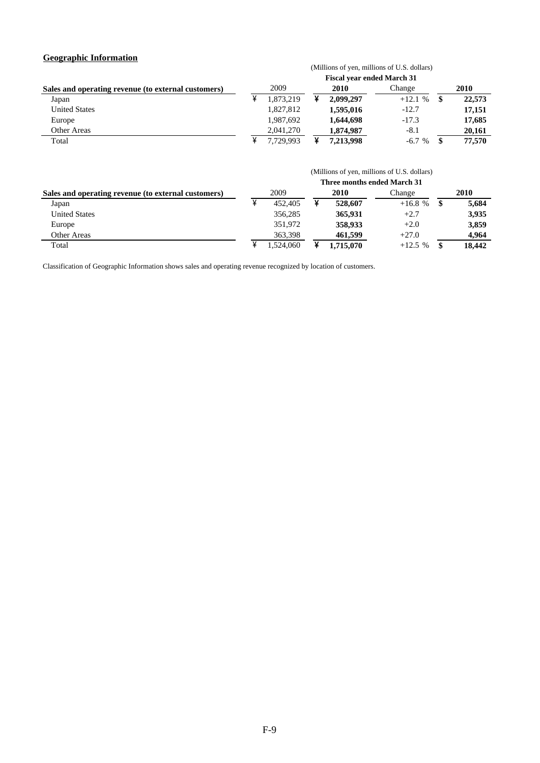## Geographic Information

(Millions of yen, millions of U.S. dollars)

| Sales and operating revenue (to external customers) | Fiscal year ended March 31 | | | |
|---|---|---|---|---|
| | 2009 | **2010** | Change | **2010** |
| Japan | ¥ 1,873,219 | ¥ **2,099,297** | +12.1 % | $ **22,573** |
| United States | 1,827,812 | **1,595,016** | -12.7 | **17,151** |
| Europe | 1,987,692 | **1,644,698** | -17.3 | **17,685** |
| Other Areas | 2,041,270 | **1,874,987** | -8.1 | **20,161** |
| Total | ¥ 7,729,993 | ¥ **7,213,998** | -6.7 % | $ **77,570** |

(Millions of yen, millions of U.S. dollars)

| Sales and operating revenue (to external customers) | Three months ended March 31 | | | |
|---|---|---|---|---|
| | 2009 | **2010** | Change | **2010** |
| Japan | ¥ 452,405 | ¥ **528,607** | +16.8 % | $ **5,684** |
| United States | 356,285 | **365,931** | +2.7 | **3,935** |
| Europe | 351,972 | **358,933** | +2.0 | **3,859** |
| Other Areas | 363,398 | **461,599** | +27.0 | **4,964** |
| Total | ¥ 1,524,060 | ¥ **1,715,070** | +12.5 % | $ **18,442** |

Classification of Geographic Information shows sales and operating revenue recognized by location of customers.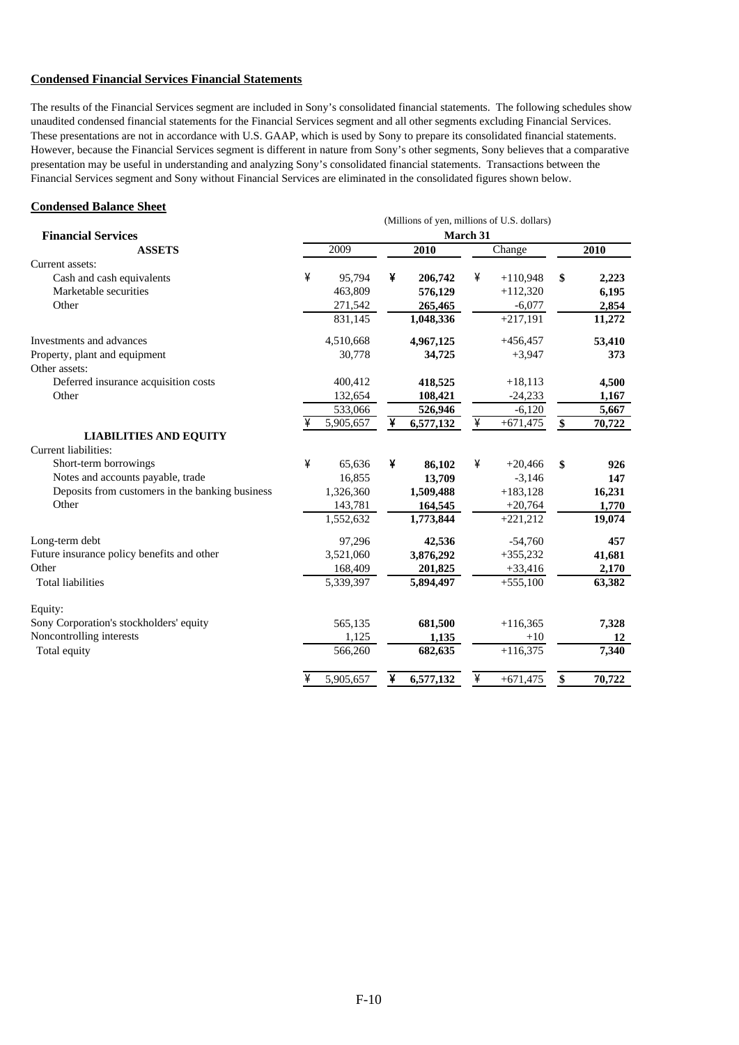**Condensed Financial Services Financial Statements**

The results of the Financial Services segment are included in Sony's consolidated financial statements. The following schedules show unaudited condensed financial statements for the Financial Services segment and all other segments excluding Financial Services. These presentations are not in accordance with U.S. GAAP, which is used by Sony to prepare its consolidated financial statements. However, because the Financial Services segment is different in nature from Sony's other segments, Sony believes that a comparative presentation may be useful in understanding and analyzing Sony's consolidated financial statements. Transactions between the Financial Services segment and Sony without Financial Services are eliminated in the consolidated figures shown below.

**Condensed Balance Sheet**

| | (Millions of yen, millions of U.S. dollars) | | | |
|---|---|---|---|---|
| **Financial Services** | March 31 | | | |
| **ASSETS** | 2009 | **2010** | Change | **2010** |
| Current assets: | | | | |
| Cash and cash equivalents | ¥ 95,794 | ¥ **206,742** | ¥ +110,948 | $ **2,223** |
| Marketable securities | 463,809 | **576,129** | +112,320 | **6,195** |
| Other | 271,542 | **265,465** | -6,077 | **2,854** |
| | 831,145 | **1,048,336** | +217,191 | **11,272** |
| Investments and advances | 4,510,668 | **4,967,125** | +456,457 | **53,410** |
| Property, plant and equipment | 30,778 | **34,725** | +3,947 | **373** |
| Other assets: | | | | |
| Deferred insurance acquisition costs | 400,412 | **418,525** | +18,113 | **4,500** |
| Other | 132,654 | **108,421** | -24,233 | **1,167** |
| | 533,066 | **526,946** | -6,120 | **5,667** |
| | ¥ 5,905,657 | ¥ **6,577,132** | ¥ +671,475 | $ **70,722** |
| **LIABILITIES AND EQUITY** | | | | |
| Current liabilities: | | | | |
| Short-term borrowings | ¥ 65,636 | ¥ **86,102** | ¥ +20,466 | $ **926** |
| Notes and accounts payable, trade | 16,855 | **13,709** | -3,146 | **147** |
| Deposits from customers in the banking business | 1,326,360 | **1,509,488** | +183,128 | **16,231** |
| Other | 143,781 | **164,545** | +20,764 | **1,770** |
| | 1,552,632 | **1,773,844** | +221,212 | **19,074** |
| Long-term debt | 97,296 | **42,536** | -54,760 | **457** |
| Future insurance policy benefits and other | 3,521,060 | **3,876,292** | +355,232 | **41,681** |
| Other | 168,409 | **201,825** | +33,416 | **2,170** |
| Total liabilities | 5,339,397 | **5,894,497** | +555,100 | **63,382** |
| Equity: | | | | |
| Sony Corporation's stockholders' equity | 565,135 | **681,500** | +116,365 | **7,328** |
| Noncontrolling interests | 1,125 | **1,135** | +10 | **12** |
| Total equity | 566,260 | **682,635** | +116,375 | **7,340** |
| | ¥ 5,905,657 | ¥ **6,577,132** | ¥ +671,475 | $ **70,722** |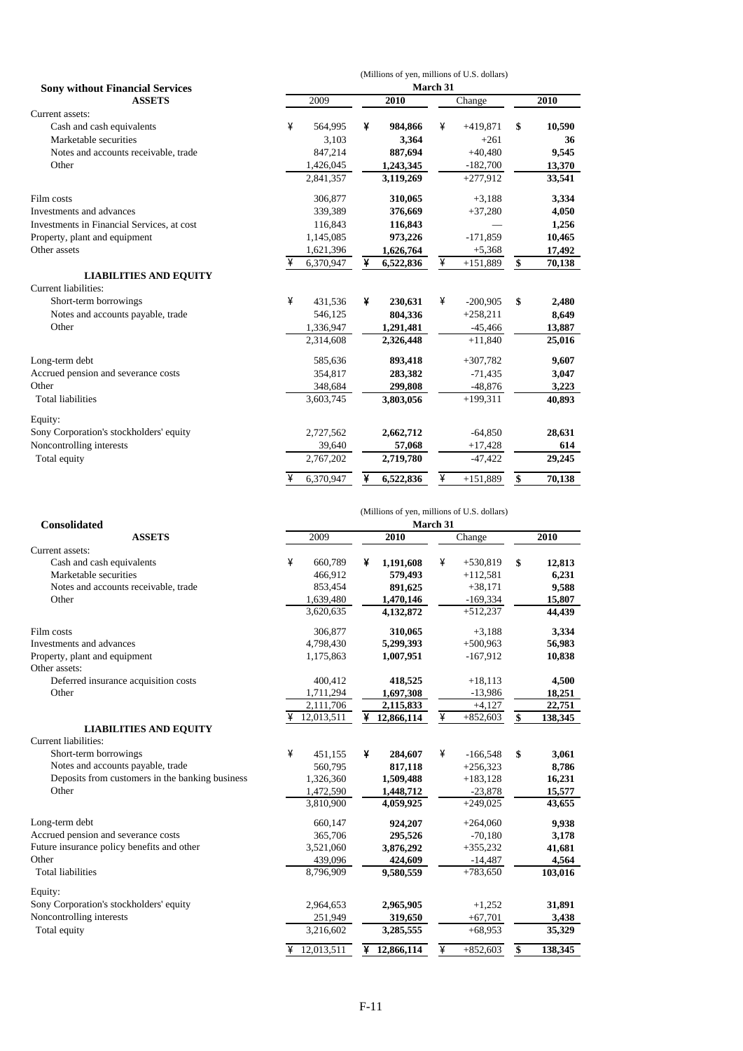(Millions of yen, millions of U.S. dollars)

| **Sony without Financial Services** | March 31 | | | |
|---|---|---|---|---|
| **ASSETS** | 2009 | **2010** | Change | **2010** |
| Current assets: | | | | |
| Cash and cash equivalents | ¥ 564,995 | ¥ **984,866** | ¥ +419,871 | $ **10,590** |
| Marketable securities | 3,103 | **3,364** | +261 | **36** |
| Notes and accounts receivable, trade | 847,214 | **887,694** | +40,480 | **9,545** |
| Other | 1,426,045 | **1,243,345** | -182,700 | **13,370** |
| | 2,841,357 | **3,119,269** | +277,912 | **33,541** |
| Film costs | 306,877 | **310,065** | +3,188 | **3,334** |
| Investments and advances | 339,389 | **376,669** | +37,280 | **4,050** |
| Investments in Financial Services, at cost | 116,843 | **116,843** | — | **1,256** |
| Property, plant and equipment | 1,145,085 | **973,226** | -171,859 | **10,465** |
| Other assets | 1,621,396 | **1,626,764** | +5,368 | **17,492** |
| | ¥ 6,370,947 | ¥ **6,522,836** | ¥ +151,889 | $ **70,138** |
| **LIABILITIES AND EQUITY** | | | | |
| Current liabilities: | | | | |
| Short-term borrowings | ¥ 431,536 | ¥ **230,631** | ¥ -200,905 | $ **2,480** |
| Notes and accounts payable, trade | 546,125 | **804,336** | +258,211 | **8,649** |
| Other | 1,336,947 | **1,291,481** | -45,466 | **13,887** |
| | 2,314,608 | **2,326,448** | +11,840 | **25,016** |
| Long-term debt | 585,636 | **893,418** | +307,782 | **9,607** |
| Accrued pension and severance costs | 354,817 | **283,382** | -71,435 | **3,047** |
| Other | 348,684 | **299,808** | -48,876 | **3,223** |
| Total liabilities | 3,603,745 | **3,803,056** | +199,311 | **40,893** |
| Equity: | | | | |
| Sony Corporation's stockholders' equity | 2,727,562 | **2,662,712** | -64,850 | **28,631** |
| Noncontrolling interests | 39,640 | **57,068** | +17,428 | **614** |
| Total equity | 2,767,202 | **2,719,780** | -47,422 | **29,245** |
| | ¥ 6,370,947 | ¥ **6,522,836** | ¥ +151,889 | $ **70,138** |

(Millions of yen, millions of U.S. dollars)

| **Consolidated** | March 31 | | | |
|---|---|---|---|---|
| **ASSETS** | 2009 | **2010** | Change | **2010** |
| Current assets: | | | | |
| Cash and cash equivalents | ¥ 660,789 | ¥ **1,191,608** | ¥ +530,819 | $ **12,813** |
| Marketable securities | 466,912 | **579,493** | +112,581 | **6,231** |
| Notes and accounts receivable, trade | 853,454 | **891,625** | +38,171 | **9,588** |
| Other | 1,639,480 | **1,470,146** | -169,334 | **15,807** |
| | 3,620,635 | **4,132,872** | +512,237 | **44,439** |
| Film costs | 306,877 | **310,065** | +3,188 | **3,334** |
| Investments and advances | 4,798,430 | **5,299,393** | +500,963 | **56,983** |
| Property, plant and equipment | 1,175,863 | **1,007,951** | -167,912 | **10,838** |
| Other assets: | | | | |
| Deferred insurance acquisition costs | 400,412 | **418,525** | +18,113 | **4,500** |
| Other | 1,711,294 | **1,697,308** | -13,986 | **18,251** |
| | 2,111,706 | **2,115,833** | +4,127 | **22,751** |
| | ¥ 12,013,511 | ¥ **12,866,114** | ¥ +852,603 | $ **138,345** |
| **LIABILITIES AND EQUITY** | | | | |
| Current liabilities: | | | | |
| Short-term borrowings | ¥ 451,155 | ¥ **284,607** | ¥ -166,548 | $ **3,061** |
| Notes and accounts payable, trade | 560,795 | **817,118** | +256,323 | **8,786** |
| Deposits from customers in the banking business | 1,326,360 | **1,509,488** | +183,128 | **16,231** |
| Other | 1,472,590 | **1,448,712** | -23,878 | **15,577** |
| | 3,810,900 | **4,059,925** | +249,025 | **43,655** |
| Long-term debt | 660,147 | **924,207** | +264,060 | **9,938** |
| Accrued pension and severance costs | 365,706 | **295,526** | -70,180 | **3,178** |
| Future insurance policy benefits and other | 3,521,060 | **3,876,292** | +355,232 | **41,681** |
| Other | 439,096 | **424,609** | -14,487 | **4,564** |
| Total liabilities | 8,796,909 | **9,580,559** | +783,650 | **103,016** |
| Equity: | | | | |
| Sony Corporation's stockholders' equity | 2,964,653 | **2,965,905** | +1,252 | **31,891** |
| Noncontrolling interests | 251,949 | **319,650** | +67,701 | **3,438** |
| Total equity | 3,216,602 | **3,285,555** | +68,953 | **35,329** |
| | ¥ 12,013,511 | ¥ **12,866,114** | ¥ +852,603 | $ **138,345** |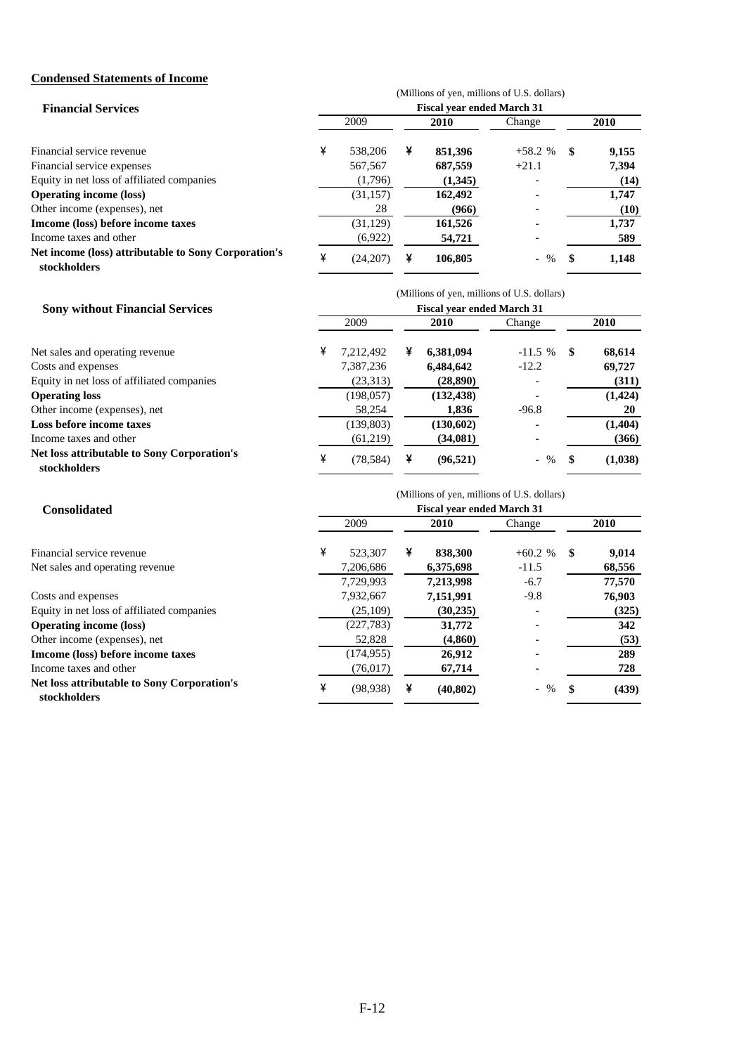## Condensed Statements of Income

### Financial Services

(Millions of yen, millions of U.S. dollars)

| | Fiscal year ended March 31 | | | |
|---|---|---|---|---|
| | 2009 | **2010** | Change | **2010** |
| Financial service revenue | ¥ 538,206 | ¥ **851,396** | +58.2 % | $ **9,155** |
| Financial service expenses | 567,567 | **687,559** | +21.1 | **7,394** |
| Equity in net loss of affiliated companies | (1,796) | **(1,345)** | - | **(14)** |
| **Operating income (loss)** | (31,157) | **162,492** | - | **1,747** |
| Other income (expenses), net | 28 | **(966)** | - | **(10)** |
| **Imcome (loss) before income taxes** | (31,129) | **161,526** | - | **1,737** |
| Income taxes and other | (6,922) | **54,721** | - | **589** |
| **Net income (loss) attributable to Sony Corporation's stockholders** | ¥ (24,207) | ¥ **106,805** | - % | $ **1,148** |

### Sony without Financial Services

(Millions of yen, millions of U.S. dollars)

| | Fiscal year ended March 31 | | | |
|---|---|---|---|---|
| | 2009 | **2010** | Change | **2010** |
| Net sales and operating revenue | ¥ 7,212,492 | ¥ **6,381,094** | -11.5 % | $ **68,614** |
| Costs and expenses | 7,387,236 | **6,484,642** | -12.2 | **69,727** |
| Equity in net loss of affiliated companies | (23,313) | **(28,890)** | - | **(311)** |
| **Operating loss** | (198,057) | **(132,438)** | - | **(1,424)** |
| Other income (expenses), net | 58,254 | **1,836** | -96.8 | **20** |
| **Loss before income taxes** | (139,803) | **(130,602)** | - | **(1,404)** |
| Income taxes and other | (61,219) | **(34,081)** | - | **(366)** |
| **Net loss attributable to Sony Corporation's stockholders** | ¥ (78,584) | ¥ **(96,521)** | - % | $ **(1,038)** |

### Consolidated

(Millions of yen, millions of U.S. dollars)

| | Fiscal year ended March 31 | | | |
|---|---|---|---|---|
| | 2009 | **2010** | Change | **2010** |
| Financial service revenue | ¥ 523,307 | ¥ **838,300** | +60.2 % | $ **9,014** |
| Net sales and operating revenue | 7,206,686 | **6,375,698** | -11.5 | **68,556** |
| | 7,729,993 | **7,213,998** | -6.7 | **77,570** |
| Costs and expenses | 7,932,667 | **7,151,991** | -9.8 | **76,903** |
| Equity in net loss of affiliated companies | (25,109) | **(30,235)** | - | **(325)** |
| **Operating income (loss)** | (227,783) | **31,772** | - | **342** |
| Other income (expenses), net | 52,828 | **(4,860)** | - | **(53)** |
| **Imcome (loss) before income taxes** | (174,955) | **26,912** | - | **289** |
| Income taxes and other | (76,017) | **67,714** | - | **728** |
| **Net loss attributable to Sony Corporation's stockholders** | ¥ (98,938) | ¥ **(40,802)** | - % | $ **(439)** |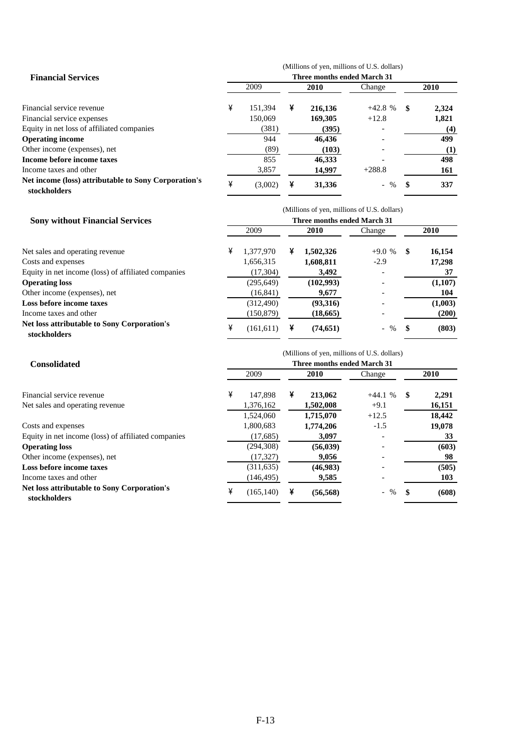**Financial Services**

| | (Millions of yen, millions of U.S. dollars) | | | |
|---|---|---|---|---|
| | Three months ended March 31 | | | |
| | 2009 | **2010** | Change | **2010** |
| Financial service revenue | ¥ 151,394 | ¥ **216,136** | +42.8 % | $ **2,324** |
| Financial service expenses | 150,069 | **169,305** | +12.8 | **1,821** |
| Equity in net loss of affiliated companies | (381) | **(395)** | - | **(4)** |
| **Operating income** | 944 | **46,436** | - | **499** |
| Other income (expenses), net | (89) | **(103)** | - | **(1)** |
| **Income before income taxes** | 855 | **46,333** | - | **498** |
| Income taxes and other | 3,857 | **14,997** | +288.8 | **161** |
| **Net income (loss) attributable to Sony Corporation's stockholders** | ¥ (3,002) | ¥ **31,336** | - % | $ **337** |

**Sony without Financial Services**

| | (Millions of yen, millions of U.S. dollars) | | | |
|---|---|---|---|---|
| | Three months ended March 31 | | | |
| | 2009 | **2010** | Change | **2010** |
| Net sales and operating revenue | ¥ 1,377,970 | ¥ **1,502,326** | +9.0 % | $ **16,154** |
| Costs and expenses | 1,656,315 | **1,608,811** | -2.9 | **17,298** |
| Equity in net income (loss) of affiliated companies | (17,304) | **3,492** | - | **37** |
| **Operating loss** | (295,649) | **(102,993)** | - | **(1,107)** |
| Other income (expenses), net | (16,841) | **9,677** | - | **104** |
| **Loss before income taxes** | (312,490) | **(93,316)** | - | **(1,003)** |
| Income taxes and other | (150,879) | **(18,665)** | - | **(200)** |
| **Net loss attributable to Sony Corporation's stockholders** | ¥ (161,611) | ¥ **(74,651)** | - % | $ **(803)** |

**Consolidated**

| | (Millions of yen, millions of U.S. dollars) | | | |
|---|---|---|---|---|
| | Three months ended March 31 | | | |
| | 2009 | **2010** | Change | **2010** |
| Financial service revenue | ¥ 147,898 | ¥ **213,062** | +44.1 % | $ **2,291** |
| Net sales and operating revenue | 1,376,162 | **1,502,008** | +9.1 | **16,151** |
| | 1,524,060 | **1,715,070** | +12.5 | **18,442** |
| Costs and expenses | 1,800,683 | **1,774,206** | -1.5 | **19,078** |
| Equity in net income (loss) of affiliated companies | (17,685) | **3,097** | - | **33** |
| **Operating loss** | (294,308) | **(56,039)** | - | **(603)** |
| Other income (expenses), net | (17,327) | **9,056** | - | **98** |
| **Loss before income taxes** | (311,635) | **(46,983)** | - | **(505)** |
| Income taxes and other | (146,495) | **9,585** | - | **103** |
| **Net loss attributable to Sony Corporation's stockholders** | ¥ (165,140) | ¥ **(56,568)** | - % | $ **(608)** |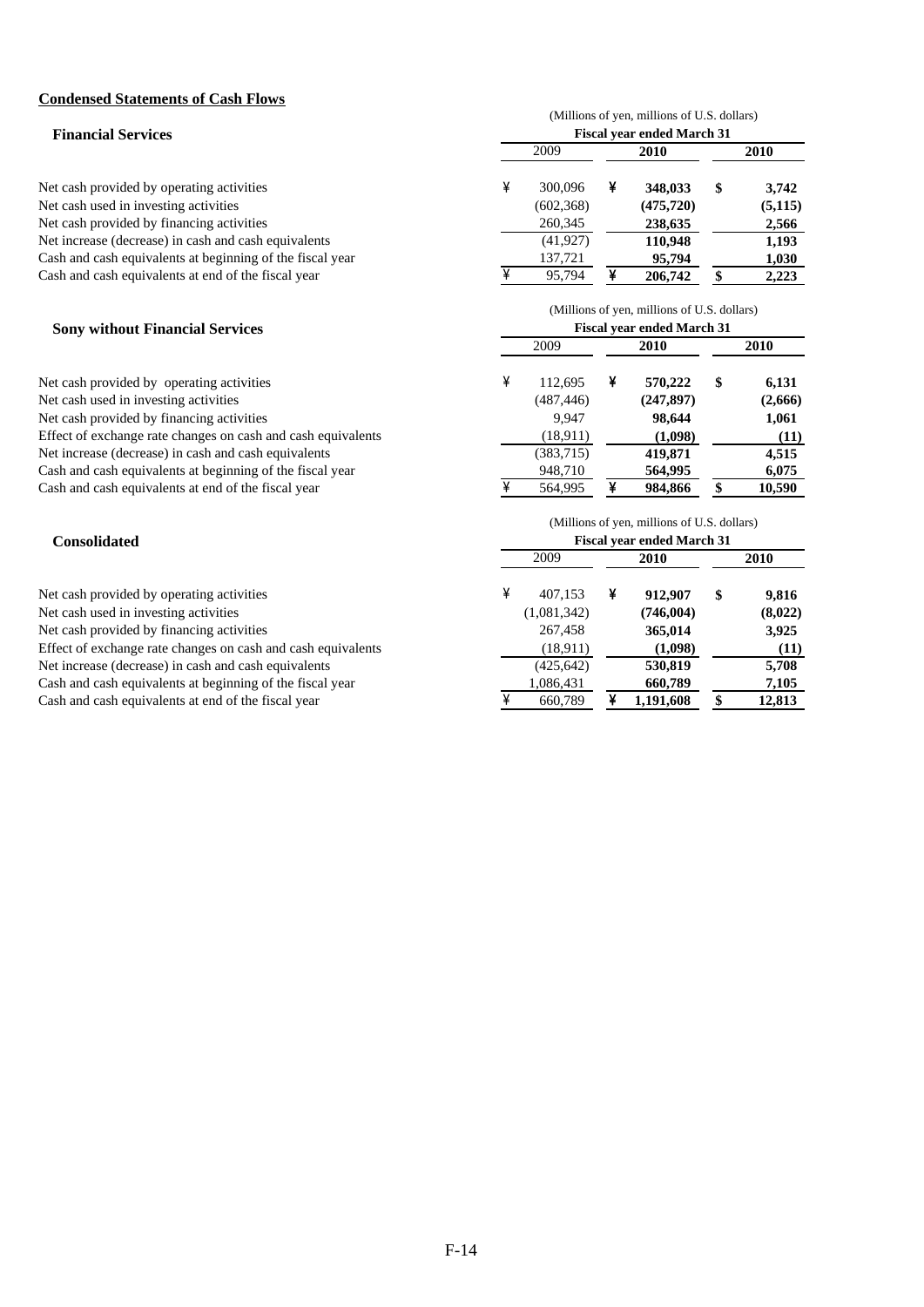**Condensed Statements of Cash Flows**

### Financial Services

| | (Millions of yen, millions of U.S. dollars) | | |
|---|---|---|---|
| | Fiscal year ended March 31 | | |
| | 2009 | **2010** | **2010** |
| Net cash provided by operating activities | ¥ 300,096 | ¥ **348,033** | $ **3,742** |
| Net cash used in investing activities | (602,368) | **(475,720)** | **(5,115)** |
| Net cash provided by financing activities | 260,345 | **238,635** | **2,566** |
| Net increase (decrease) in cash and cash equivalents | (41,927) | **110,948** | **1,193** |
| Cash and cash equivalents at beginning of the fiscal year | 137,721 | **95,794** | **1,030** |
| Cash and cash equivalents at end of the fiscal year | ¥ 95,794 | ¥ **206,742** | $ **2,223** |

### Sony without Financial Services

| | (Millions of yen, millions of U.S. dollars) | | |
|---|---|---|---|
| | Fiscal year ended March 31 | | |
| | 2009 | **2010** | **2010** |
| Net cash provided by operating activities | ¥ 112,695 | ¥ **570,222** | $ **6,131** |
| Net cash used in investing activities | (487,446) | **(247,897)** | **(2,666)** |
| Net cash provided by financing activities | 9,947 | **98,644** | **1,061** |
| Effect of exchange rate changes on cash and cash equivalents | (18,911) | **(1,098)** | **(11)** |
| Net increase (decrease) in cash and cash equivalents | (383,715) | **419,871** | **4,515** |
| Cash and cash equivalents at beginning of the fiscal year | 948,710 | **564,995** | **6,075** |
| Cash and cash equivalents at end of the fiscal year | ¥ 564,995 | ¥ **984,866** | $ **10,590** |

### Consolidated

| | (Millions of yen, millions of U.S. dollars) | | |
|---|---|---|---|
| | Fiscal year ended March 31 | | |
| | 2009 | **2010** | **2010** |
| Net cash provided by operating activities | ¥ 407,153 | ¥ **912,907** | $ **9,816** |
| Net cash used in investing activities | (1,081,342) | **(746,004)** | **(8,022)** |
| Net cash provided by financing activities | 267,458 | **365,014** | **3,925** |
| Effect of exchange rate changes on cash and cash equivalents | (18,911) | **(1,098)** | **(11)** |
| Net increase (decrease) in cash and cash equivalents | (425,642) | **530,819** | **5,708** |
| Cash and cash equivalents at beginning of the fiscal year | 1,086,431 | **660,789** | **7,105** |
| Cash and cash equivalents at end of the fiscal year | ¥ 660,789 | ¥ **1,191,608** | $ **12,813** |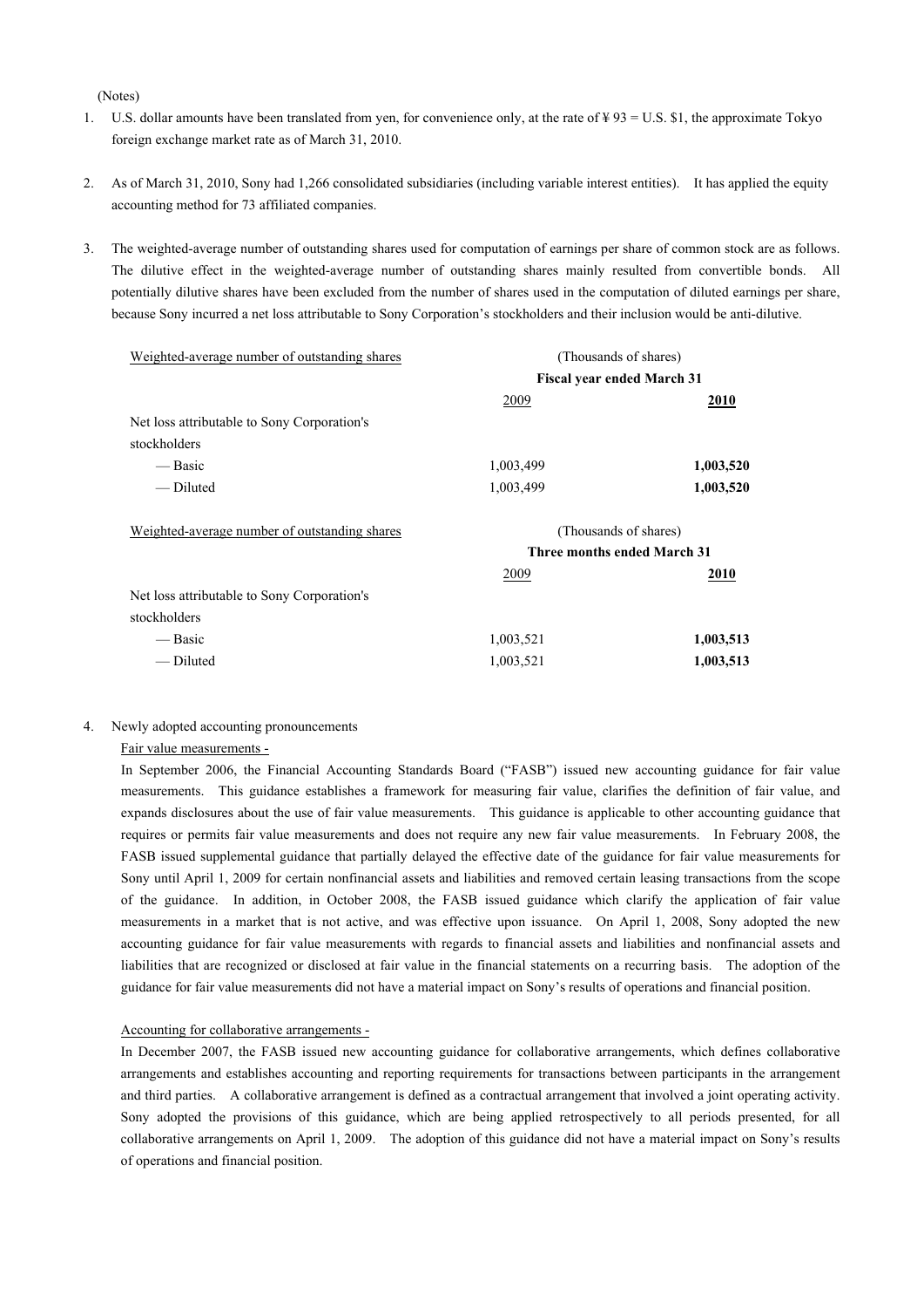(Notes)

1. U.S. dollar amounts have been translated from yen, for convenience only, at the rate of ¥ 93 = U.S. $1, the approximate Tokyo foreign exchange market rate as of March 31, 2010.

2. As of March 31, 2010, Sony had 1,266 consolidated subsidiaries (including variable interest entities). It has applied the equity accounting method for 73 affiliated companies.

3. The weighted-average number of outstanding shares used for computation of earnings per share of common stock are as follows. The dilutive effect in the weighted-average number of outstanding shares mainly resulted from convertible bonds. All potentially dilutive shares have been excluded from the number of shares used in the computation of diluted earnings per share, because Sony incurred a net loss attributable to Sony Corporation's stockholders and their inclusion would be anti-dilutive.

| Weighted-average number of outstanding shares | (Thousands of shares) | |
|---|---|---|
| | **Fiscal year ended March 31** | |
| | 2009 | **2010** |
| Net loss attributable to Sony Corporation's stockholders | | |
| — Basic | 1,003,499 | **1,003,520** |
| — Diluted | 1,003,499 | **1,003,520** |

| Weighted-average number of outstanding shares | (Thousands of shares) | |
|---|---|---|
| | **Three months ended March 31** | |
| | 2009 | **2010** |
| Net loss attributable to Sony Corporation's stockholders | | |
| — Basic | 1,003,521 | **1,003,513** |
| — Diluted | 1,003,521 | **1,003,513** |

4. Newly adopted accounting pronouncements

Fair value measurements -

In September 2006, the Financial Accounting Standards Board ("FASB") issued new accounting guidance for fair value measurements. This guidance establishes a framework for measuring fair value, clarifies the definition of fair value, and expands disclosures about the use of fair value measurements. This guidance is applicable to other accounting guidance that requires or permits fair value measurements and does not require any new fair value measurements. In February 2008, the FASB issued supplemental guidance that partially delayed the effective date of the guidance for fair value measurements for Sony until April 1, 2009 for certain nonfinancial assets and liabilities and removed certain leasing transactions from the scope of the guidance. In addition, in October 2008, the FASB issued guidance which clarify the application of fair value measurements in a market that is not active, and was effective upon issuance. On April 1, 2008, Sony adopted the new accounting guidance for fair value measurements with regards to financial assets and liabilities and nonfinancial assets and liabilities that are recognized or disclosed at fair value in the financial statements on a recurring basis. The adoption of the guidance for fair value measurements did not have a material impact on Sony's results of operations and financial position.

Accounting for collaborative arrangements -

In December 2007, the FASB issued new accounting guidance for collaborative arrangements, which defines collaborative arrangements and establishes accounting and reporting requirements for transactions between participants in the arrangement and third parties. A collaborative arrangement is defined as a contractual arrangement that involved a joint operating activity. Sony adopted the provisions of this guidance, which are being applied retrospectively to all periods presented, for all collaborative arrangements on April 1, 2009. The adoption of this guidance did not have a material impact on Sony's results of operations and financial position.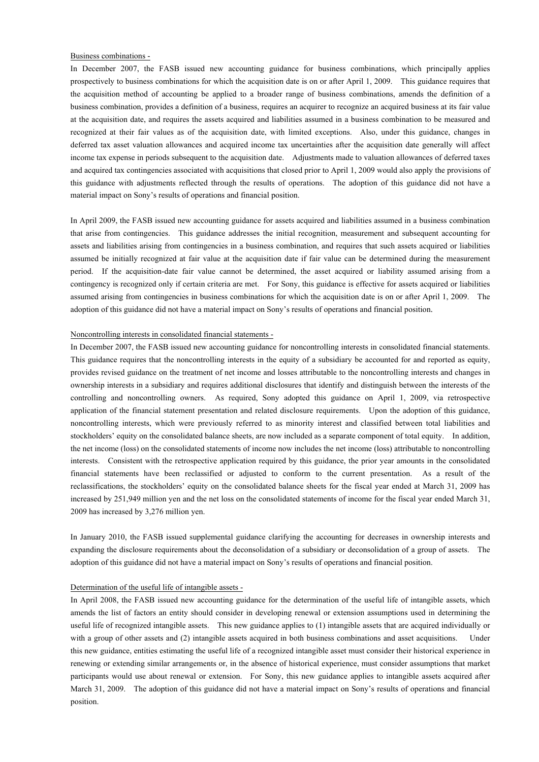Business combinations -

In December 2007, the FASB issued new accounting guidance for business combinations, which principally applies prospectively to business combinations for which the acquisition date is on or after April 1, 2009. This guidance requires that the acquisition method of accounting be applied to a broader range of business combinations, amends the definition of a business combination, provides a definition of a business, requires an acquirer to recognize an acquired business at its fair value at the acquisition date, and requires the assets acquired and liabilities assumed in a business combination to be measured and recognized at their fair values as of the acquisition date, with limited exceptions. Also, under this guidance, changes in deferred tax asset valuation allowances and acquired income tax uncertainties after the acquisition date generally will affect income tax expense in periods subsequent to the acquisition date. Adjustments made to valuation allowances of deferred taxes and acquired tax contingencies associated with acquisitions that closed prior to April 1, 2009 would also apply the provisions of this guidance with adjustments reflected through the results of operations. The adoption of this guidance did not have a material impact on Sony's results of operations and financial position.

In April 2009, the FASB issued new accounting guidance for assets acquired and liabilities assumed in a business combination that arise from contingencies. This guidance addresses the initial recognition, measurement and subsequent accounting for assets and liabilities arising from contingencies in a business combination, and requires that such assets acquired or liabilities assumed be initially recognized at fair value at the acquisition date if fair value can be determined during the measurement period. If the acquisition-date fair value cannot be determined, the asset acquired or liability assumed arising from a contingency is recognized only if certain criteria are met. For Sony, this guidance is effective for assets acquired or liabilities assumed arising from contingencies in business combinations for which the acquisition date is on or after April 1, 2009. The adoption of this guidance did not have a material impact on Sony's results of operations and financial position.

Noncontrolling interests in consolidated financial statements -

In December 2007, the FASB issued new accounting guidance for noncontrolling interests in consolidated financial statements. This guidance requires that the noncontrolling interests in the equity of a subsidiary be accounted for and reported as equity, provides revised guidance on the treatment of net income and losses attributable to the noncontrolling interests and changes in ownership interests in a subsidiary and requires additional disclosures that identify and distinguish between the interests of the controlling and noncontrolling owners. As required, Sony adopted this guidance on April 1, 2009, via retrospective application of the financial statement presentation and related disclosure requirements. Upon the adoption of this guidance, noncontrolling interests, which were previously referred to as minority interest and classified between total liabilities and stockholders' equity on the consolidated balance sheets, are now included as a separate component of total equity. In addition, the net income (loss) on the consolidated statements of income now includes the net income (loss) attributable to noncontrolling interests. Consistent with the retrospective application required by this guidance, the prior year amounts in the consolidated financial statements have been reclassified or adjusted to conform to the current presentation. As a result of the reclassifications, the stockholders' equity on the consolidated balance sheets for the fiscal year ended at March 31, 2009 has increased by 251,949 million yen and the net loss on the consolidated statements of income for the fiscal year ended March 31, 2009 has increased by 3,276 million yen.

In January 2010, the FASB issued supplemental guidance clarifying the accounting for decreases in ownership interests and expanding the disclosure requirements about the deconsolidation of a subsidiary or deconsolidation of a group of assets. The adoption of this guidance did not have a material impact on Sony's results of operations and financial position.

Determination of the useful life of intangible assets -

In April 2008, the FASB issued new accounting guidance for the determination of the useful life of intangible assets, which amends the list of factors an entity should consider in developing renewal or extension assumptions used in determining the useful life of recognized intangible assets. This new guidance applies to (1) intangible assets that are acquired individually or with a group of other assets and (2) intangible assets acquired in both business combinations and asset acquisitions. Under this new guidance, entities estimating the useful life of a recognized intangible asset must consider their historical experience in renewing or extending similar arrangements or, in the absence of historical experience, must consider assumptions that market participants would use about renewal or extension. For Sony, this new guidance applies to intangible assets acquired after March 31, 2009. The adoption of this guidance did not have a material impact on Sony's results of operations and financial position.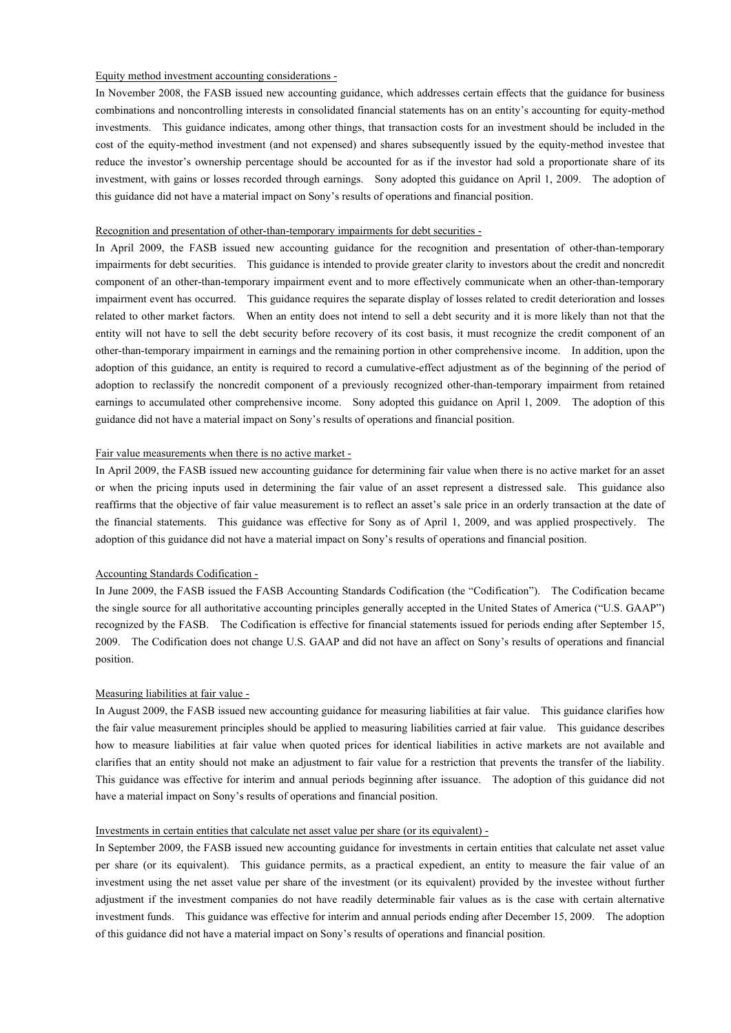Equity method investment accounting considerations -

In November 2008, the FASB issued new accounting guidance, which addresses certain effects that the guidance for business combinations and noncontrolling interests in consolidated financial statements has on an entity's accounting for equity-method investments. This guidance indicates, among other things, that transaction costs for an investment should be included in the cost of the equity-method investment (and not expensed) and shares subsequently issued by the equity-method investee that reduce the investor's ownership percentage should be accounted for as if the investor had sold a proportionate share of its investment, with gains or losses recorded through earnings. Sony adopted this guidance on April 1, 2009. The adoption of this guidance did not have a material impact on Sony's results of operations and financial position.

Recognition and presentation of other-than-temporary impairments for debt securities -

In April 2009, the FASB issued new accounting guidance for the recognition and presentation of other-than-temporary impairments for debt securities. This guidance is intended to provide greater clarity to investors about the credit and noncredit component of an other-than-temporary impairment event and to more effectively communicate when an other-than-temporary impairment event has occurred. This guidance requires the separate display of losses related to credit deterioration and losses related to other market factors. When an entity does not intend to sell a debt security and it is more likely than not that the entity will not have to sell the debt security before recovery of its cost basis, it must recognize the credit component of an other-than-temporary impairment in earnings and the remaining portion in other comprehensive income. In addition, upon the adoption of this guidance, an entity is required to record a cumulative-effect adjustment as of the beginning of the period of adoption to reclassify the noncredit component of a previously recognized other-than-temporary impairment from retained earnings to accumulated other comprehensive income. Sony adopted this guidance on April 1, 2009. The adoption of this guidance did not have a material impact on Sony's results of operations and financial position.

Fair value measurements when there is no active market -

In April 2009, the FASB issued new accounting guidance for determining fair value when there is no active market for an asset or when the pricing inputs used in determining the fair value of an asset represent a distressed sale. This guidance also reaffirms that the objective of fair value measurement is to reflect an asset's sale price in an orderly transaction at the date of the financial statements. This guidance was effective for Sony as of April 1, 2009, and was applied prospectively. The adoption of this guidance did not have a material impact on Sony's results of operations and financial position.

Accounting Standards Codification -

In June 2009, the FASB issued the FASB Accounting Standards Codification (the "Codification"). The Codification became the single source for all authoritative accounting principles generally accepted in the United States of America ("U.S. GAAP") recognized by the FASB. The Codification is effective for financial statements issued for periods ending after September 15, 2009. The Codification does not change U.S. GAAP and did not have an affect on Sony's results of operations and financial position.

Measuring liabilities at fair value -

In August 2009, the FASB issued new accounting guidance for measuring liabilities at fair value. This guidance clarifies how the fair value measurement principles should be applied to measuring liabilities carried at fair value. This guidance describes how to measure liabilities at fair value when quoted prices for identical liabilities in active markets are not available and clarifies that an entity should not make an adjustment to fair value for a restriction that prevents the transfer of the liability. This guidance was effective for interim and annual periods beginning after issuance. The adoption of this guidance did not have a material impact on Sony's results of operations and financial position.

Investments in certain entities that calculate net asset value per share (or its equivalent) -

In September 2009, the FASB issued new accounting guidance for investments in certain entities that calculate net asset value per share (or its equivalent). This guidance permits, as a practical expedient, an entity to measure the fair value of an investment using the net asset value per share of the investment (or its equivalent) provided by the investee without further adjustment if the investment companies do not have readily determinable fair values as is the case with certain alternative investment funds. This guidance was effective for interim and annual periods ending after December 15, 2009. The adoption of this guidance did not have a material impact on Sony's results of operations and financial position.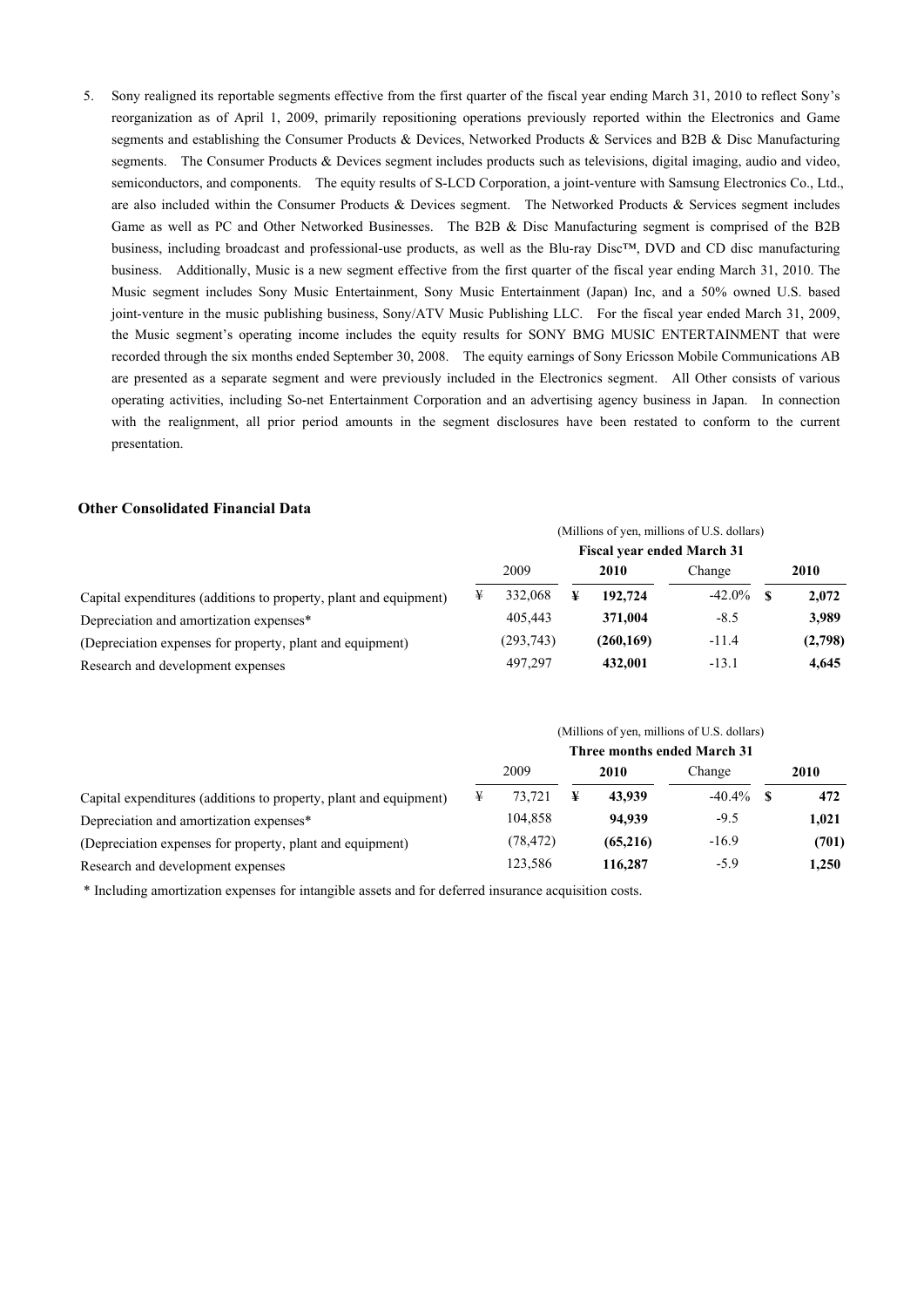5. Sony realigned its reportable segments effective from the first quarter of the fiscal year ending March 31, 2010 to reflect Sony's reorganization as of April 1, 2009, primarily repositioning operations previously reported within the Electronics and Game segments and establishing the Consumer Products & Devices, Networked Products & Services and B2B & Disc Manufacturing segments. The Consumer Products & Devices segment includes products such as televisions, digital imaging, audio and video, semiconductors, and components. The equity results of S-LCD Corporation, a joint-venture with Samsung Electronics Co., Ltd., are also included within the Consumer Products & Devices segment. The Networked Products & Services segment includes Game as well as PC and Other Networked Businesses. The B2B & Disc Manufacturing segment is comprised of the B2B business, including broadcast and professional-use products, as well as the Blu-ray Disc™, DVD and CD disc manufacturing business. Additionally, Music is a new segment effective from the first quarter of the fiscal year ending March 31, 2010. The Music segment includes Sony Music Entertainment, Sony Music Entertainment (Japan) Inc, and a 50% owned U.S. based joint-venture in the music publishing business, Sony/ATV Music Publishing LLC. For the fiscal year ended March 31, 2009, the Music segment's operating income includes the equity results for SONY BMG MUSIC ENTERTAINMENT that were recorded through the six months ended September 30, 2008. The equity earnings of Sony Ericsson Mobile Communications AB are presented as a separate segment and were previously included in the Electronics segment. All Other consists of various operating activities, including So-net Entertainment Corporation and an advertising agency business in Japan. In connection with the realignment, all prior period amounts in the segment disclosures have been restated to conform to the current presentation.

### Other Consolidated Financial Data

(Millions of yen, millions of U.S. dollars)

| | Fiscal year ended March 31 | | | |
|---|---|---|---|---|
| | 2009 | **2010** | Change | **2010** |
| Capital expenditures (additions to property, plant and equipment) | ¥ 332,068 | ¥ **192,724** | -42.0% | $ **2,072** |
| Depreciation and amortization expenses* | 405,443 | **371,004** | -8.5 | **3,989** |
| (Depreciation expenses for property, plant and equipment) | (293,743) | **(260,169)** | -11.4 | **(2,798)** |
| Research and development expenses | 497,297 | **432,001** | -13.1 | **4,645** |

(Millions of yen, millions of U.S. dollars)

| | Three months ended March 31 | | | |
|---|---|---|---|---|
| | 2009 | **2010** | Change | **2010** |
| Capital expenditures (additions to property, plant and equipment) | ¥ 73,721 | ¥ **43,939** | -40.4% | $ **472** |
| Depreciation and amortization expenses* | 104,858 | **94,939** | -9.5 | **1,021** |
| (Depreciation expenses for property, plant and equipment) | (78,472) | **(65,216)** | -16.9 | **(701)** |
| Research and development expenses | 123,586 | **116,287** | -5.9 | **1,250** |

\* Including amortization expenses for intangible assets and for deferred insurance acquisition costs.